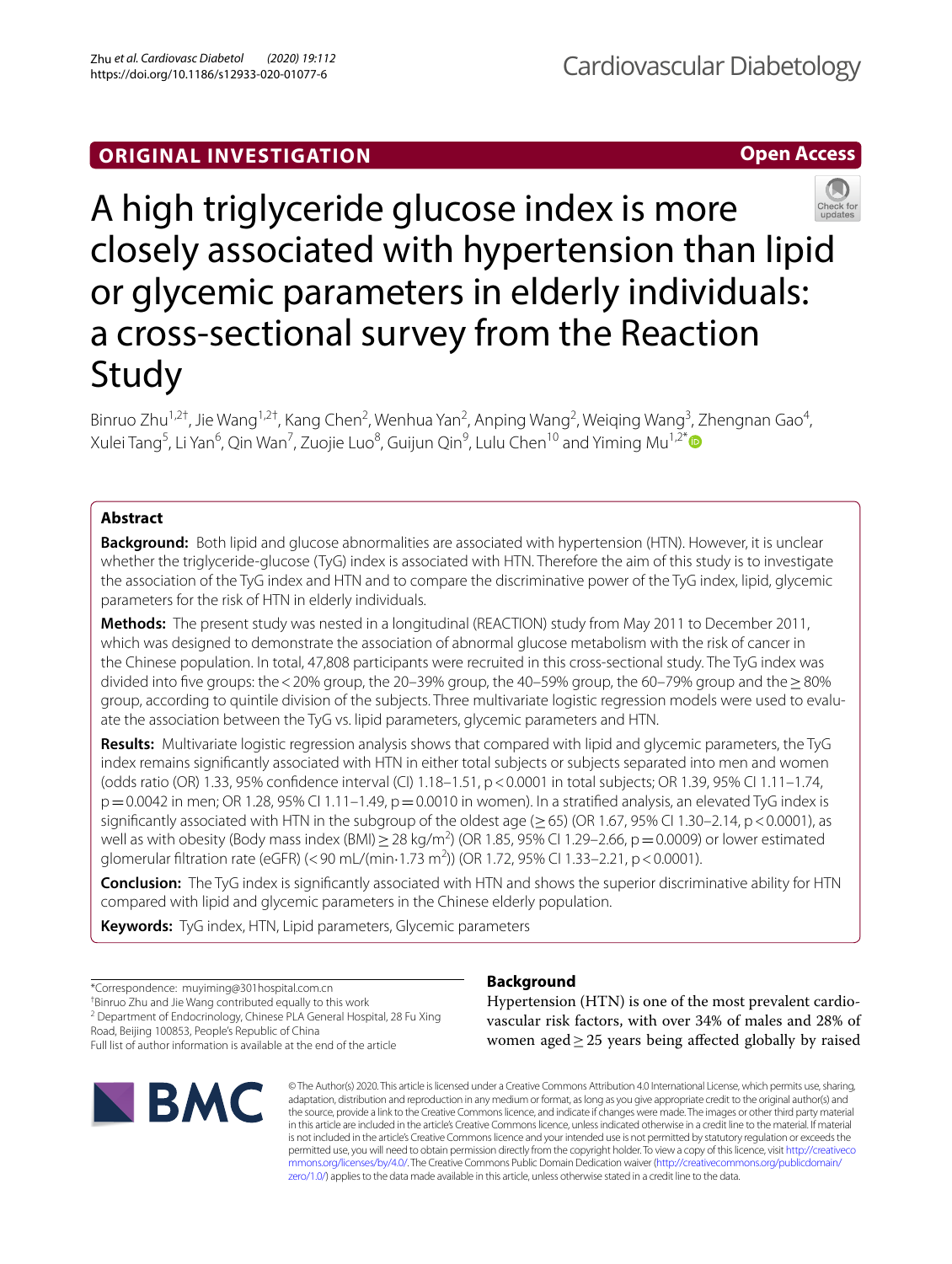ORIGINAL INVESTIGATION

Open Access

# A high triglyceride glucose index is more closely associated with hypertension than lipid or glycemic parameters in elderly individuals: a cross-sectional survey from the Reaction Study

Binruo Zhu[1,2†], Jie Wang[1,2†], Kang Chen[2], Wenhua Yan[2], Anping Wang[2], Weiqing Wang[3], Zhengnan Gao[4], Xulei Tang[5], Li Yan[6], Qin Wan[7], Zuojie Luo[8], Guijun Qin[9], Lulu Chen[10] and Yiming Mu[1,2*]

## Abstract

**Background:** Both lipid and glucose abnormalities are associated with hypertension (HTN). However, it is unclear whether the triglyceride-glucose (TyG) index is associated with HTN. Therefore the aim of this study is to investigate the association of the TyG index and HTN and to compare the discriminative power of the TyG index, lipid, glycemic parameters for the risk of HTN in elderly individuals.

**Methods:** The present study was nested in a longitudinal (REACTION) study from May 2011 to December 2011, which was designed to demonstrate the association of abnormal glucose metabolism with the risk of cancer in the Chinese population. In total, 47,808 participants were recruited in this cross-sectional study. The TyG index was divided into five groups: the < 20% group, the 20–39% group, the 40–59% group, the 60–79% group and the ≥ 80% group, according to quintile division of the subjects. Three multivariate logistic regression models were used to evaluate the association between the TyG vs. lipid parameters, glycemic parameters and HTN.

**Results:** Multivariate logistic regression analysis shows that compared with lipid and glycemic parameters, the TyG index remains significantly associated with HTN in either total subjects or subjects separated into men and women (odds ratio (OR) 1.33, 95% confidence interval (CI) 1.18–1.51, p < 0.0001 in total subjects; OR 1.39, 95% CI 1.11–1.74, p = 0.0042 in men; OR 1.28, 95% CI 1.11–1.49, p = 0.0010 in women). In a stratified analysis, an elevated TyG index is significantly associated with HTN in the subgroup of the oldest age (≥ 65) (OR 1.67, 95% CI 1.30–2.14, p < 0.0001), as well as with obesity (Body mass index (BMI) ≥ 28 kg/m$^2$) (OR 1.85, 95% CI 1.29–2.66, p = 0.0009) or lower estimated glomerular filtration rate (eGFR) (< 90 mL/(min·1.73 m$^2$)) (OR 1.72, 95% CI 1.33–2.21, p < 0.0001).

**Conclusion:** The TyG index is significantly associated with HTN and shows the superior discriminative ability for HTN compared with lipid and glycemic parameters in the Chinese elderly population.

**Keywords:** TyG index, HTN, Lipid parameters, Glycemic parameters

*Correspondence: muyiming@301hospital.com.cn
†Binruo Zhu and Jie Wang contributed equally to this work
[2] Department of Endocrinology, Chinese PLA General Hospital, 28 Fu Xing Road, Beijing 100853, People's Republic of China
Full list of author information is available at the end of the article

## Background

Hypertension (HTN) is one of the most prevalent cardiovascular risk factors, with over 34% of males and 28% of women aged ≥ 25 years being affected globally by raised

© The Author(s) 2020. This article is licensed under a Creative Commons Attribution 4.0 International License, which permits use, sharing, adaptation, distribution and reproduction in any medium or format, as long as you give appropriate credit to the original author(s) and the source, provide a link to the Creative Commons licence, and indicate if changes were made. The images or other third party material in this article are included in the article's Creative Commons licence, unless indicated otherwise in a credit line to the material. If material is not included in the article's Creative Commons licence and your intended use is not permitted by statutory regulation or exceeds the permitted use, you will need to obtain permission directly from the copyright holder. To view a copy of this licence, visit http://creativecommons.org/licenses/by/4.0/. The Creative Commons Public Domain Dedication waiver (http://creativecommons.org/publicdomain/zero/1.0/) applies to the data made available in this article, unless otherwise stated in a credit line to the data.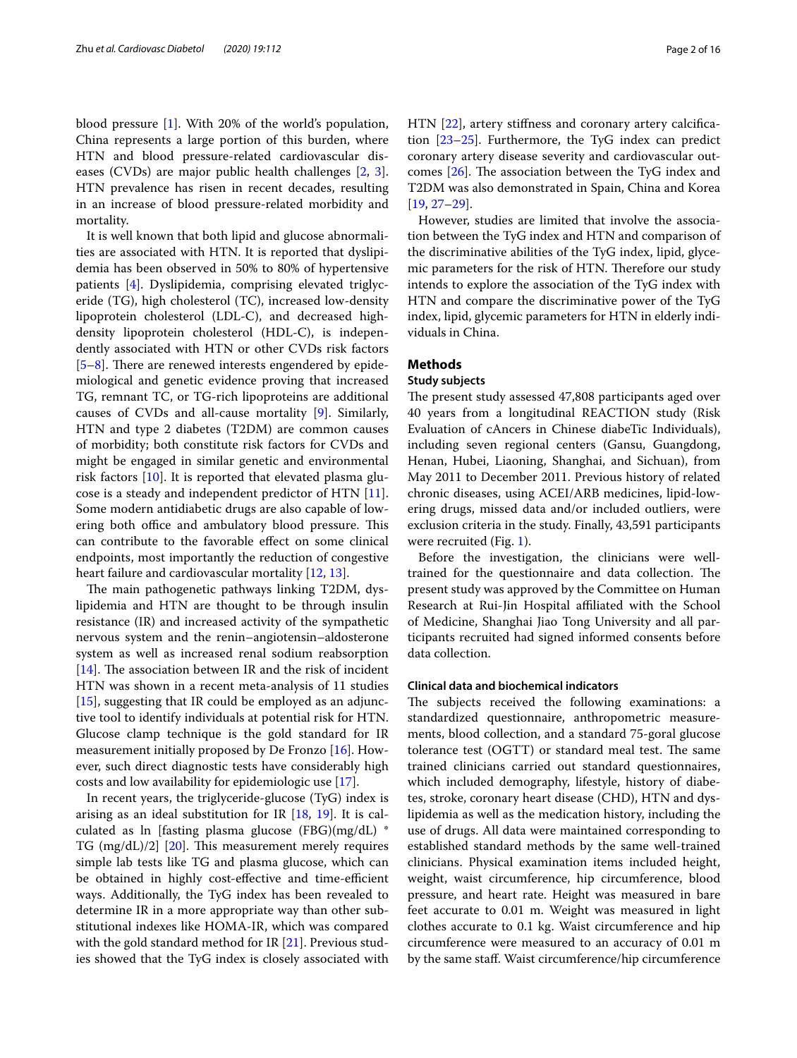blood pressure [1]. With 20% of the world's population, China represents a large portion of this burden, where HTN and blood pressure-related cardiovascular diseases (CVDs) are major public health challenges [2, 3]. HTN prevalence has risen in recent decades, resulting in an increase of blood pressure-related morbidity and mortality.

It is well known that both lipid and glucose abnormalities are associated with HTN. It is reported that dyslipidemia has been observed in 50% to 80% of hypertensive patients [4]. Dyslipidemia, comprising elevated triglyceride (TG), high cholesterol (TC), increased low-density lipoprotein cholesterol (LDL-C), and decreased high-density lipoprotein cholesterol (HDL-C), is independently associated with HTN or other CVDs risk factors [5–8]. There are renewed interests engendered by epidemiological and genetic evidence proving that increased TG, remnant TC, or TG-rich lipoproteins are additional causes of CVDs and all-cause mortality [9]. Similarly, HTN and type 2 diabetes (T2DM) are common causes of morbidity; both constitute risk factors for CVDs and might be engaged in similar genetic and environmental risk factors [10]. It is reported that elevated plasma glucose is a steady and independent predictor of HTN [11]. Some modern antidiabetic drugs are also capable of lowering both office and ambulatory blood pressure. This can contribute to the favorable effect on some clinical endpoints, most importantly the reduction of congestive heart failure and cardiovascular mortality [12, 13].

The main pathogenetic pathways linking T2DM, dyslipidemia and HTN are thought to be through insulin resistance (IR) and increased activity of the sympathetic nervous system and the renin–angiotensin–aldosterone system as well as increased renal sodium reabsorption [14]. The association between IR and the risk of incident HTN was shown in a recent meta-analysis of 11 studies [15], suggesting that IR could be employed as an adjunctive tool to identify individuals at potential risk for HTN. Glucose clamp technique is the gold standard for IR measurement initially proposed by De Fronzo [16]. However, such direct diagnostic tests have considerably high costs and low availability for epidemiologic use [17].

In recent years, the triglyceride-glucose (TyG) index is arising as an ideal substitution for IR [18, 19]. It is calculated as ln [fasting plasma glucose (FBG)(mg/dL) * TG (mg/dL)/2] [20]. This measurement merely requires simple lab tests like TG and plasma glucose, which can be obtained in highly cost-effective and time-efficient ways. Additionally, the TyG index has been revealed to determine IR in a more appropriate way than other substitutional indexes like HOMA-IR, which was compared with the gold standard method for IR [21]. Previous studies showed that the TyG index is closely associated with HTN [22], artery stiffness and coronary artery calcification [23–25]. Furthermore, the TyG index can predict coronary artery disease severity and cardiovascular outcomes [26]. The association between the TyG index and T2DM was also demonstrated in Spain, China and Korea [19, 27–29].

However, studies are limited that involve the association between the TyG index and HTN and comparison of the discriminative abilities of the TyG index, lipid, glycemic parameters for the risk of HTN. Therefore our study intends to explore the association of the TyG index with HTN and compare the discriminative power of the TyG index, lipid, glycemic parameters for HTN in elderly individuals in China.

## Methods

### Study subjects

The present study assessed 47,808 participants aged over 40 years from a longitudinal REACTION study (Risk Evaluation of cAncers in Chinese diabeTic Individuals), including seven regional centers (Gansu, Guangdong, Henan, Hubei, Liaoning, Shanghai, and Sichuan), from May 2011 to December 2011. Previous history of related chronic diseases, using ACEI/ARB medicines, lipid-lowering drugs, missed data and/or included outliers, were exclusion criteria in the study. Finally, 43,591 participants were recruited (Fig. 1).

Before the investigation, the clinicians were well-trained for the questionnaire and data collection. The present study was approved by the Committee on Human Research at Rui-Jin Hospital affiliated with the School of Medicine, Shanghai Jiao Tong University and all participants recruited had signed informed consents before data collection.

### Clinical data and biochemical indicators

The subjects received the following examinations: a standardized questionnaire, anthropometric measurements, blood collection, and a standard 75-goral glucose tolerance test (OGTT) or standard meal test. The same trained clinicians carried out standard questionnaires, which included demography, lifestyle, history of diabetes, stroke, coronary heart disease (CHD), HTN and dyslipidemia as well as the medication history, including the use of drugs. All data were maintained corresponding to established standard methods by the same well-trained clinicians. Physical examination items included height, weight, waist circumference, hip circumference, blood pressure, and heart rate. Height was measured in bare feet accurate to 0.01 m. Weight was measured in light clothes accurate to 0.1 kg. Waist circumference and hip circumference were measured to an accuracy of 0.01 m by the same staff. Waist circumference/hip circumference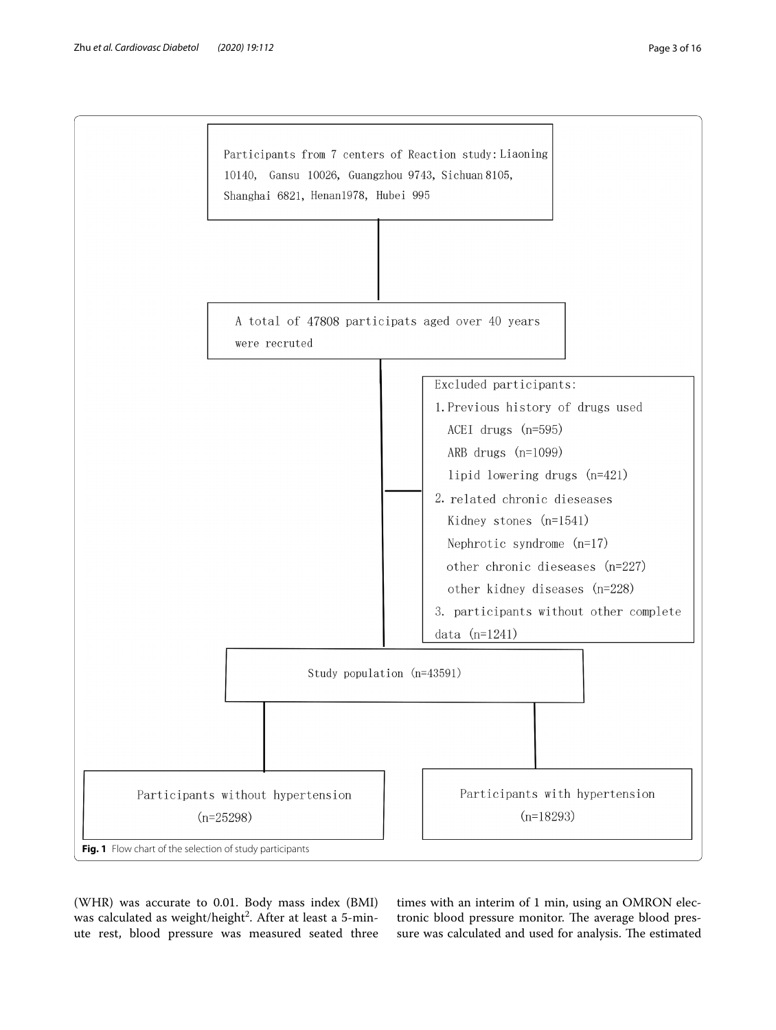Participants from 7 centers of Reaction study: Liaoning 10140, Gansu 10026, Guangzhou 9743, Sichuan 8105, Shanghai 6821, Henan1978, Hubei 995

A total of 47808 participats aged over 40 years were recruted

Excluded participants:

1. Previous history of drugs used
   - ACEI drugs (n=595)
   - ARB drugs (n=1099)
   - lipid lowering drugs (n=421)
2. related chronic dieseases
   - Kidney stones (n=1541)
   - Nephrotic syndrome (n=17)
   - other chronic dieseases (n=227)
   - other kidney diseases (n=228)
3. participants without other complete data (n=1241)

Study population (n=43591)

Participants without hypertension (n=25298)

Participants with hypertension (n=18293)

**Fig. 1** Flow chart of the selection of study participants

(WHR) was accurate to 0.01. Body mass index (BMI) was calculated as weight/height$^2$. After at least a 5-minute rest, blood pressure was measured seated three times with an interim of 1 min, using an OMRON electronic blood pressure monitor. The average blood pressure was calculated and used for analysis. The estimated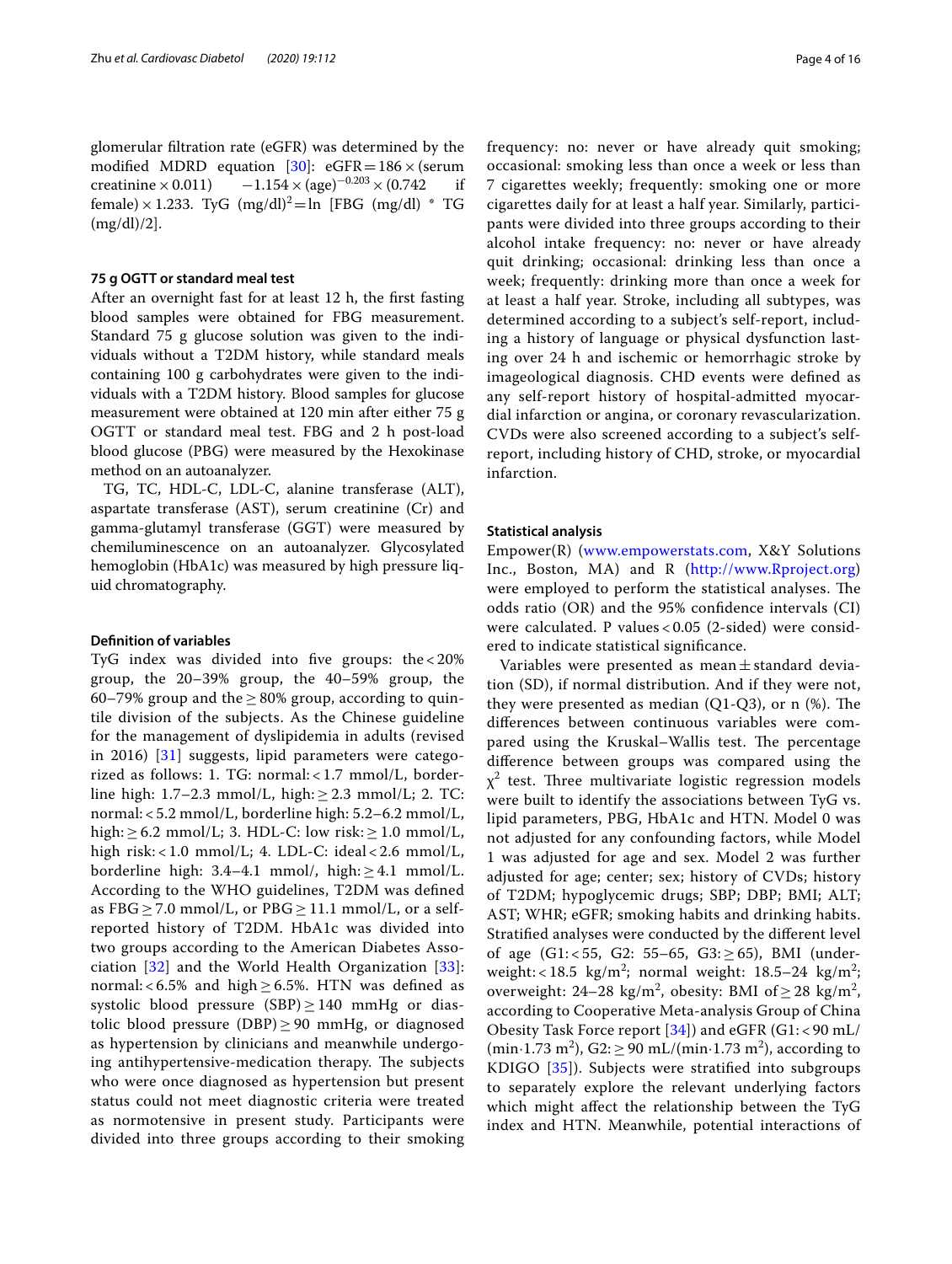glomerular filtration rate (eGFR) was determined by the modified MDRD equation [30]: eGFR = 186 × (serum creatinine × 0.011) $-1.154$ × (age)$^{-0.203}$ × (0.742 if female) × 1.233. TyG (mg/dl)$^2$ = ln [FBG (mg/dl) * TG (mg/dl)/2].

### 75 g OGTT or standard meal test

After an overnight fast for at least 12 h, the first fasting blood samples were obtained for FBG measurement. Standard 75 g glucose solution was given to the individuals without a T2DM history, while standard meals containing 100 g carbohydrates were given to the individuals with a T2DM history. Blood samples for glucose measurement were obtained at 120 min after either 75 g OGTT or standard meal test. FBG and 2 h post-load blood glucose (PBG) were measured by the Hexokinase method on an autoanalyzer.

TG, TC, HDL-C, LDL-C, alanine transferase (ALT), aspartate transferase (AST), serum creatinine (Cr) and gamma-glutamyl transferase (GGT) were measured by chemiluminescence on an autoanalyzer. Glycosylated hemoglobin (HbA1c) was measured by high pressure liquid chromatography.

### Definition of variables

TyG index was divided into five groups: the < 20% group, the 20–39% group, the 40–59% group, the 60–79% group and the ≥ 80% group, according to quintile division of the subjects. As the Chinese guideline for the management of dyslipidemia in adults (revised in 2016) [31] suggests, lipid parameters were categorized as follows: 1. TG: normal: < 1.7 mmol/L, borderline high: 1.7–2.3 mmol/L, high: ≥ 2.3 mmol/L; 2. TC: normal: < 5.2 mmol/L, borderline high: 5.2–6.2 mmol/L, high: ≥ 6.2 mmol/L; 3. HDL-C: low risk: ≥ 1.0 mmol/L, high risk: < 1.0 mmol/L; 4. LDL-C: ideal < 2.6 mmol/L, borderline high: 3.4–4.1 mmol/, high: ≥ 4.1 mmol/L. According to the WHO guidelines, T2DM was defined as FBG ≥ 7.0 mmol/L, or PBG ≥ 11.1 mmol/L, or a self-reported history of T2DM. HbA1c was divided into two groups according to the American Diabetes Association [32] and the World Health Organization [33]: normal: < 6.5% and high ≥ 6.5%. HTN was defined as systolic blood pressure (SBP) ≥ 140 mmHg or diastolic blood pressure (DBP) ≥ 90 mmHg, or diagnosed as hypertension by clinicians and meanwhile undergoing antihypertensive-medication therapy. The subjects who were once diagnosed as hypertension but present status could not meet diagnostic criteria were treated as normotensive in present study. Participants were divided into three groups according to their smoking frequency: no: never or have already quit smoking; occasional: smoking less than once a week or less than 7 cigarettes weekly; frequently: smoking one or more cigarettes daily for at least a half year. Similarly, participants were divided into three groups according to their alcohol intake frequency: no: never or have already quit drinking; occasional: drinking less than once a week; frequently: drinking more than once a week for at least a half year. Stroke, including all subtypes, was determined according to a subject's self-report, including a history of language or physical dysfunction lasting over 24 h and ischemic or hemorrhagic stroke by imageological diagnosis. CHD events were defined as any self-report history of hospital-admitted myocardial infarction or angina, or coronary revascularization. CVDs were also screened according to a subject's self-report, including history of CHD, stroke, or myocardial infarction.

### Statistical analysis

Empower(R) (www.empowerstats.com, X&Y Solutions Inc., Boston, MA) and R (http://www.Rproject.org) were employed to perform the statistical analyses. The odds ratio (OR) and the 95% confidence intervals (CI) were calculated. P values < 0.05 (2-sided) were considered to indicate statistical significance.

Variables were presented as mean ± standard deviation (SD), if normal distribution. And if they were not, they were presented as median (Q1-Q3), or n (%). The differences between continuous variables were compared using the Kruskal–Wallis test. The percentage difference between groups was compared using the $\chi^2$ test. Three multivariate logistic regression models were built to identify the associations between TyG vs. lipid parameters, PBG, HbA1c and HTN. Model 0 was not adjusted for any confounding factors, while Model 1 was adjusted for age and sex. Model 2 was further adjusted for age; center; sex; history of CVDs; history of T2DM; hypoglycemic drugs; SBP; DBP; BMI; ALT; AST; WHR; eGFR; smoking habits and drinking habits. Stratified analyses were conducted by the different level of age (G1: < 55, G2: 55–65, G3: ≥ 65), BMI (underweight: < 18.5 kg/m$^2$; normal weight: 18.5–24 kg/m$^2$; overweight: 24–28 kg/m$^2$, obesity: BMI of ≥ 28 kg/m$^2$, according to Cooperative Meta-analysis Group of China Obesity Task Force report [34]) and eGFR (G1: < 90 mL/(min·1.73 m$^2$), G2: ≥ 90 mL/(min·1.73 m$^2$), according to KDIGO [35]). Subjects were stratified into subgroups to separately explore the relevant underlying factors which might affect the relationship between the TyG index and HTN. Meanwhile, potential interactions of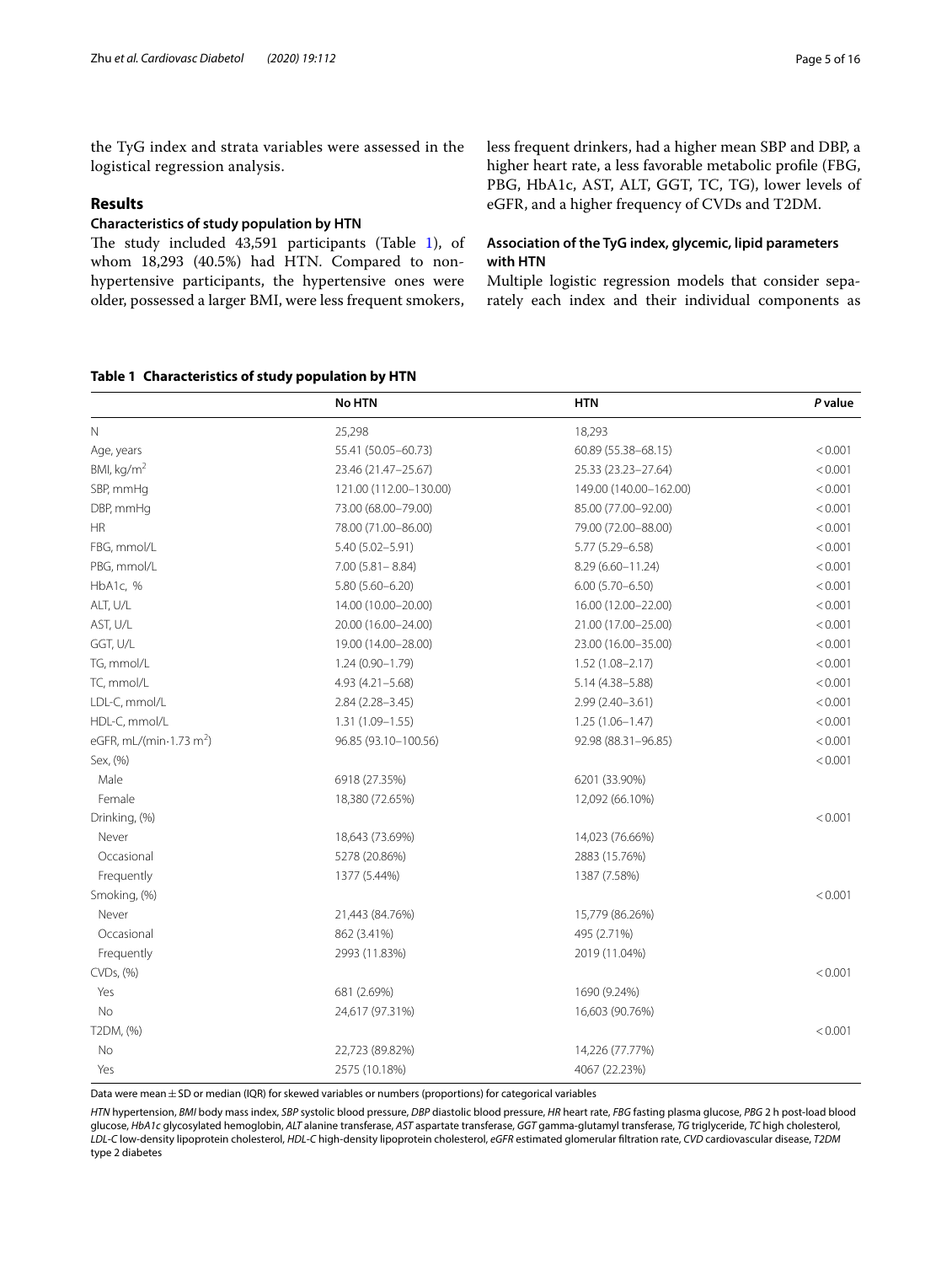the TyG index and strata variables were assessed in the logistical regression analysis.

## Results

### Characteristics of study population by HTN

The study included 43,591 participants (Table 1), of whom 18,293 (40.5%) had HTN. Compared to non-hypertensive participants, the hypertensive ones were older, possessed a larger BMI, were less frequent smokers, less frequent drinkers, had a higher mean SBP and DBP, a higher heart rate, a less favorable metabolic profile (FBG, PBG, HbA1c, AST, ALT, GGT, TC, TG), lower levels of eGFR, and a higher frequency of CVDs and T2DM.

### Association of the TyG index, glycemic, lipid parameters with HTN

Multiple logistic regression models that consider separately each index and their individual components as

**Table 1 Characteristics of study population by HTN**

| | No HTN | HTN | *P* value |
|---|---|---|---|
| N | 25,298 | 18,293 | |
| Age, years | 55.41 (50.05–60.73) | 60.89 (55.38–68.15) | < 0.001 |
| BMI, kg/m$^2$ | 23.46 (21.47–25.67) | 25.33 (23.23–27.64) | < 0.001 |
| SBP, mmHg | 121.00 (112.00–130.00) | 149.00 (140.00–162.00) | < 0.001 |
| DBP, mmHg | 73.00 (68.00–79.00) | 85.00 (77.00–92.00) | < 0.001 |
| HR | 78.00 (71.00–86.00) | 79.00 (72.00–88.00) | < 0.001 |
| FBG, mmol/L | 5.40 (5.02–5.91) | 5.77 (5.29–6.58) | < 0.001 |
| PBG, mmol/L | 7.00 (5.81– 8.84) | 8.29 (6.60–11.24) | < 0.001 |
| HbA1c, % | 5.80 (5.60–6.20) | 6.00 (5.70–6.50) | < 0.001 |
| ALT, U/L | 14.00 (10.00–20.00) | 16.00 (12.00–22.00) | < 0.001 |
| AST, U/L | 20.00 (16.00–24.00) | 21.00 (17.00–25.00) | < 0.001 |
| GGT, U/L | 19.00 (14.00–28.00) | 23.00 (16.00–35.00) | < 0.001 |
| TG, mmol/L | 1.24 (0.90–1.79) | 1.52 (1.08–2.17) | < 0.001 |
| TC, mmol/L | 4.93 (4.21–5.68) | 5.14 (4.38–5.88) | < 0.001 |
| LDL-C, mmol/L | 2.84 (2.28–3.45) | 2.99 (2.40–3.61) | < 0.001 |
| HDL-C, mmol/L | 1.31 (1.09–1.55) | 1.25 (1.06–1.47) | < 0.001 |
| eGFR, mL/(min·1.73 m$^2$) | 96.85 (93.10–100.56) | 92.98 (88.31–96.85) | < 0.001 |
| Sex, (%) | | | < 0.001 |
| Male | 6918 (27.35%) | 6201 (33.90%) | |
| Female | 18,380 (72.65%) | 12,092 (66.10%) | |
| Drinking, (%) | | | < 0.001 |
| Never | 18,643 (73.69%) | 14,023 (76.66%) | |
| Occasional | 5278 (20.86%) | 2883 (15.76%) | |
| Frequently | 1377 (5.44%) | 1387 (7.58%) | |
| Smoking, (%) | | | < 0.001 |
| Never | 21,443 (84.76%) | 15,779 (86.26%) | |
| Occasional | 862 (3.41%) | 495 (2.71%) | |
| Frequently | 2993 (11.83%) | 2019 (11.04%) | |
| CVDs, (%) | | | < 0.001 |
| Yes | 681 (2.69%) | 1690 (9.24%) | |
| No | 24,617 (97.31%) | 16,603 (90.76%) | |
| T2DM, (%) | | | < 0.001 |
| No | 22,723 (89.82%) | 14,226 (77.77%) | |
| Yes | 2575 (10.18%) | 4067 (22.23%) | |

Data were mean ± SD or median (IQR) for skewed variables or numbers (proportions) for categorical variables

*HTN* hypertension, *BMI* body mass index, *SBP* systolic blood pressure, *DBP* diastolic blood pressure, *HR* heart rate, *FBG* fasting plasma glucose, *PBG* 2 h post-load blood glucose, *HbA1c* glycosylated hemoglobin, *ALT* alanine transferase, *AST* aspartate transferase, *GGT* gamma-glutamyl transferase, *TG* triglyceride, *TC* high cholesterol, *LDL-C* low-density lipoprotein cholesterol, *HDL-C* high-density lipoprotein cholesterol, *eGFR* estimated glomerular filtration rate, *CVD* cardiovascular disease, *T2DM* type 2 diabetes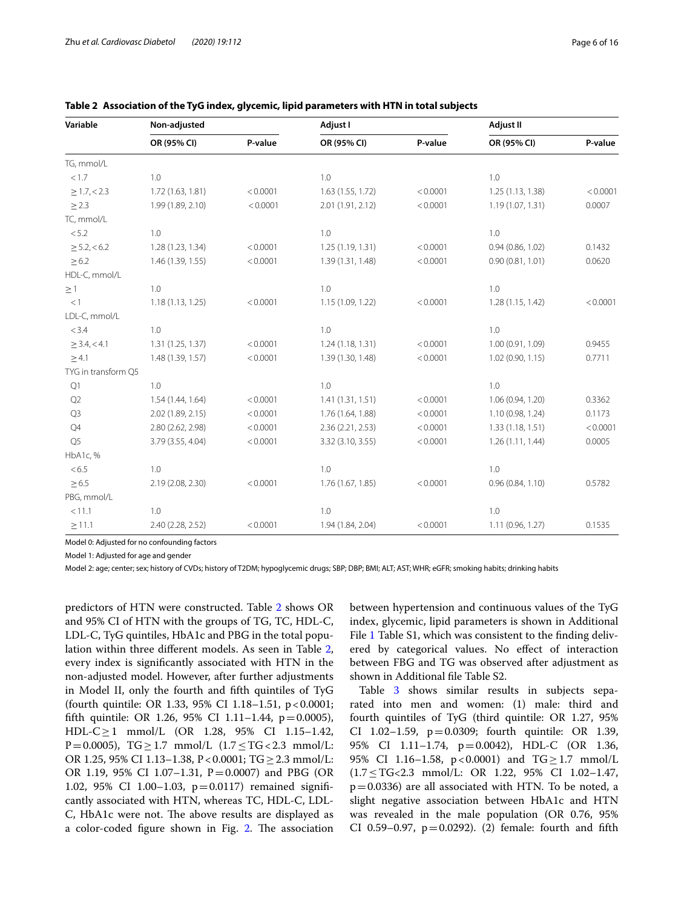**Table 2 Association of the TyG index, glycemic, lipid parameters with HTN in total subjects**

| Variable | Non-adjusted | | Adjust I | | Adjust II | |
|---|---|---|---|---|---|---|
| | OR (95% CI) | P-value | OR (95% CI) | P-value | OR (95% CI) | P-value |
| TG, mmol/L | | | | | | |
| < 1.7 | 1.0 | | 1.0 | | 1.0 | |
| ≥ 1.7, < 2.3 | 1.72 (1.63, 1.81) | < 0.0001 | 1.63 (1.55, 1.72) | < 0.0001 | 1.25 (1.13, 1.38) | < 0.0001 |
| ≥ 2.3 | 1.99 (1.89, 2.10) | < 0.0001 | 2.01 (1.91, 2.12) | < 0.0001 | 1.19 (1.07, 1.31) | 0.0007 |
| TC, mmol/L | | | | | | |
| < 5.2 | 1.0 | | 1.0 | | 1.0 | |
| ≥ 5.2, < 6.2 | 1.28 (1.23, 1.34) | < 0.0001 | 1.25 (1.19, 1.31) | < 0.0001 | 0.94 (0.86, 1.02) | 0.1432 |
| ≥ 6.2 | 1.46 (1.39, 1.55) | < 0.0001 | 1.39 (1.31, 1.48) | < 0.0001 | 0.90 (0.81, 1.01) | 0.0620 |
| HDL-C, mmol/L | | | | | | |
| ≥ 1 | 1.0 | | 1.0 | | 1.0 | |
| < 1 | 1.18 (1.13, 1.25) | < 0.0001 | 1.15 (1.09, 1.22) | < 0.0001 | 1.28 (1.15, 1.42) | < 0.0001 |
| LDL-C, mmol/L | | | | | | |
| < 3.4 | 1.0 | | 1.0 | | 1.0 | |
| ≥ 3.4, < 4.1 | 1.31 (1.25, 1.37) | < 0.0001 | 1.24 (1.18, 1.31) | < 0.0001 | 1.00 (0.91, 1.09) | 0.9455 |
| ≥ 4.1 | 1.48 (1.39, 1.57) | < 0.0001 | 1.39 (1.30, 1.48) | < 0.0001 | 1.02 (0.90, 1.15) | 0.7711 |
| TYG in transform Q5 | | | | | | |
| Q1 | 1.0 | | 1.0 | | 1.0 | |
| Q2 | 1.54 (1.44, 1.64) | < 0.0001 | 1.41 (1.31, 1.51) | < 0.0001 | 1.06 (0.94, 1.20) | 0.3362 |
| Q3 | 2.02 (1.89, 2.15) | < 0.0001 | 1.76 (1.64, 1.88) | < 0.0001 | 1.10 (0.98, 1.24) | 0.1173 |
| Q4 | 2.80 (2.62, 2.98) | < 0.0001 | 2.36 (2.21, 2.53) | < 0.0001 | 1.33 (1.18, 1.51) | < 0.0001 |
| Q5 | 3.79 (3.55, 4.04) | < 0.0001 | 3.32 (3.10, 3.55) | < 0.0001 | 1.26 (1.11, 1.44) | 0.0005 |
| HbA1c, % | | | | | | |
| < 6.5 | 1.0 | | 1.0 | | 1.0 | |
| ≥ 6.5 | 2.19 (2.08, 2.30) | < 0.0001 | 1.76 (1.67, 1.85) | < 0.0001 | 0.96 (0.84, 1.10) | 0.5782 |
| PBG, mmol/L | | | | | | |
| < 11.1 | 1.0 | | 1.0 | | 1.0 | |
| ≥ 11.1 | 2.40 (2.28, 2.52) | < 0.0001 | 1.94 (1.84, 2.04) | < 0.0001 | 1.11 (0.96, 1.27) | 0.1535 |

Model 0: Adjusted for no confounding factors

Model 1: Adjusted for age and gender

Model 2: age; center; sex; history of CVDs; history of T2DM; hypoglycemic drugs; SBP; DBP; BMI; ALT; AST; WHR; eGFR; smoking habits; drinking habits

predictors of HTN were constructed. Table 2 shows OR and 95% CI of HTN with the groups of TG, TC, HDL-C, LDL-C, TyG quintiles, HbA1c and PBG in the total population within three different models. As seen in Table 2, every index is significantly associated with HTN in the non-adjusted model. However, after further adjustments in Model II, only the fourth and fifth quintiles of TyG (fourth quintile: OR 1.33, 95% CI 1.18–1.51, $p < 0.0001$; fifth quintile: OR 1.26, 95% CI 1.11–1.44, $p = 0.0005$), HDL-C ≥ 1 mmol/L (OR 1.28, 95% CI 1.15–1.42, $P = 0.0005$), TG ≥ 1.7 mmol/L (1.7 ≤ TG < 2.3 mmol/L: OR 1.25, 95% CI 1.13–1.38, $P < 0.0001$; TG ≥ 2.3 mmol/L: OR 1.19, 95% CI 1.07–1.31, $P = 0.0007$) and PBG (OR 1.02, 95% CI 1.00–1.03, $p = 0.0117$) remained significantly associated with HTN, whereas TC, HDL-C, LDL-C, HbA1c were not. The above results are displayed as a color-coded figure shown in Fig. 2. The association between hypertension and continuous values of the TyG index, glycemic, lipid parameters is shown in Additional File 1 Table S1, which was consistent to the finding delivered by categorical values. No effect of interaction between FBG and TG was observed after adjustment as shown in Additional file Table S2.

Table 3 shows similar results in subjects separated into men and women: (1) male: third and fourth quintiles of TyG (third quintile: OR 1.27, 95% CI 1.02–1.59, $p = 0.0309$; fourth quintile: OR 1.39, 95% CI 1.11–1.74, $p = 0.0042$), HDL-C (OR 1.36, 95% CI 1.16–1.58, $p < 0.0001$) and TG ≥ 1.7 mmol/L (1.7 ≤ TG<2.3 mmol/L: OR 1.22, 95% CI 1.02–1.47, $p = 0.0336$) are all associated with HTN. To be noted, a slight negative association between HbA1c and HTN was revealed in the male population (OR 0.76, 95% CI 0.59–0.97, $p = 0.0292$). (2) female: fourth and fifth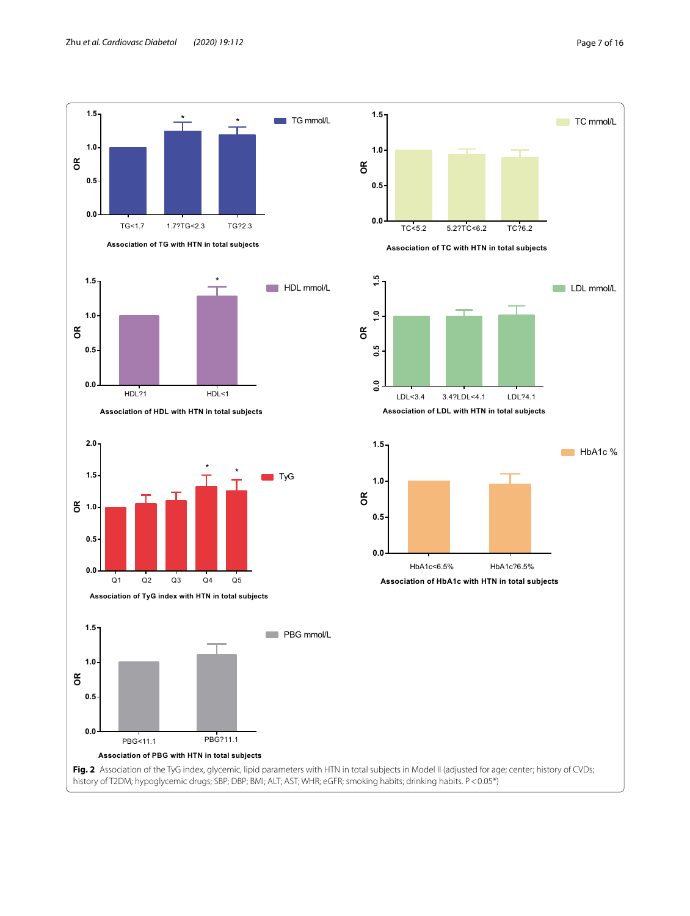Association of TG with HTN in total subjects

Association of TC with HTN in total subjects

Association of HDL with HTN in total subjects

Association of LDL with HTN in total subjects

Association of TyG index with HTN in total subjects

Association of HbA1c with HTN in total subjects

Association of PBG with HTN in total subjects

**Fig. 2** Association of the TyG index, glycemic, lipid parameters with HTN in total subjects in Model II (adjusted for age; center; history of CVDs; history of T2DM; hypoglycemic drugs; SBP; DBP; BMI; ALT; AST; WHR; eGFR; smoking habits; drinking habits. $P < 0.05$*)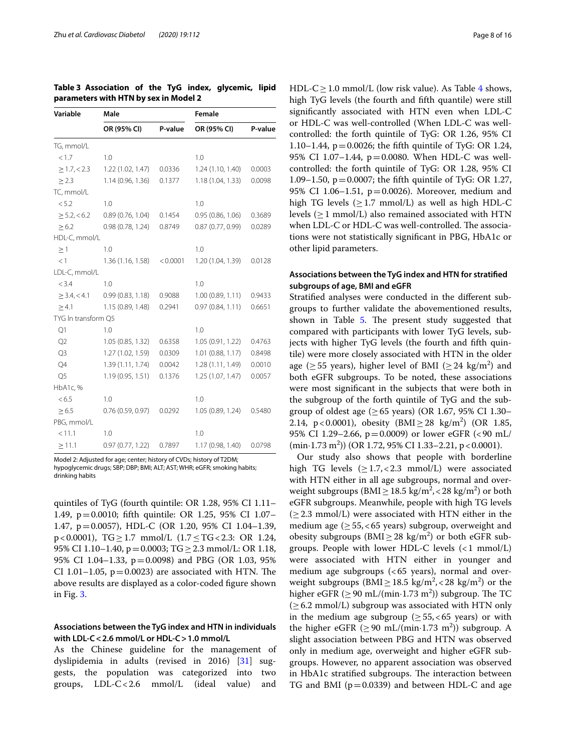**Table 3 Association of the TyG index, glycemic, lipid parameters with HTN by sex in Model 2**

| Variable | Male | | Female | |
|---|---|---|---|---|
| | OR (95% CI) | P-value | OR (95% CI) | P-value |
| TG, mmol/L | | | | |
| < 1.7 | 1.0 | | 1.0 | |
| ≥ 1.7, < 2.3 | 1.22 (1.02, 1.47) | 0.0336 | 1.24 (1.10, 1.40) | 0.0003 |
| ≥ 2.3 | 1.14 (0.96, 1.36) | 0.1377 | 1.18 (1.04, 1.33) | 0.0098 |
| TC, mmol/L | | | | |
| < 5.2 | 1.0 | | 1.0 | |
| ≥ 5.2, < 6.2 | 0.89 (0.76, 1.04) | 0.1454 | 0.95 (0.86, 1.06) | 0.3689 |
| ≥ 6.2 | 0.98 (0.78, 1.24) | 0.8749 | 0.87 (0.77, 0.99) | 0.0289 |
| HDL-C, mmol/L | | | | |
| ≥ 1 | 1.0 | | 1.0 | |
| < 1 | 1.36 (1.16, 1.58) | < 0.0001 | 1.20 (1.04, 1.39) | 0.0128 |
| LDL-C, mmol/L | | | | |
| < 3.4 | 1.0 | | 1.0 | |
| ≥ 3.4, < 4.1 | 0.99 (0.83, 1.18) | 0.9088 | 1.00 (0.89, 1.11) | 0.9433 |
| ≥ 4.1 | 1.15 (0.89, 1.48) | 0.2941 | 0.97 (0.84, 1.11) | 0.6651 |
| TYG ln transform Q5 | | | | |
| Q1 | 1.0 | | 1.0 | |
| Q2 | 1.05 (0.85, 1.32) | 0.6358 | 1.05 (0.91, 1.22) | 0.4763 |
| Q3 | 1.27 (1.02, 1.59) | 0.0309 | 1.01 (0.88, 1.17) | 0.8498 |
| Q4 | 1.39 (1.11, 1.74) | 0.0042 | 1.28 (1.11, 1.49) | 0.0010 |
| Q5 | 1.19 (0.95, 1.51) | 0.1376 | 1.25 (1.07, 1.47) | 0.0057 |
| HbA1c, % | | | | |
| < 6.5 | 1.0 | | 1.0 | |
| ≥ 6.5 | 0.76 (0.59, 0.97) | 0.0292 | 1.05 (0.89, 1.24) | 0.5480 |
| PBG, mmol/L | | | | |
| < 11.1 | 1.0 | | 1.0 | |
| ≥ 11.1 | 0.97 (0.77, 1.22) | 0.7897 | 1.17 (0.98, 1.40) | 0.0798 |

Model 2: Adjusted for age; center; history of CVDs; history of T2DM; hypoglycemic drugs; SBP; DBP; BMI; ALT; AST; WHR; eGFR; smoking habits; drinking habits

quintiles of TyG (fourth quintile: OR 1.28, 95% CI 1.11–1.49, p = 0.0010; fifth quintile: OR 1.25, 95% CI 1.07–1.47, p = 0.0057), HDL-C (OR 1.20, 95% CI 1.04–1.39, p < 0.0001), TG ≥ 1.7 mmol/L (1.7 ≤ TG < 2.3: OR 1.24, 95% CI 1.10–1.40, p = 0.0003; TG ≥ 2.3 mmol/L: OR 1.18, 95% CI 1.04–1.33, p = 0.0098) and PBG (OR 1.03, 95% CI 1.01–1.05, p = 0.0023) are associated with HTN. The above results are displayed as a color-coded figure shown in Fig. 3.

### Associations between the TyG index and HTN in individuals with LDL-C < 2.6 mmol/L or HDL-C > 1.0 mmol/L

As the Chinese guideline for the management of dyslipidemia in adults (revised in 2016) [31] suggests, the population was categorized into two groups, LDL-C < 2.6 mmol/L (ideal value) and HDL-C ≥ 1.0 mmol/L (low risk value). As Table 4 shows, high TyG levels (the fourth and fifth quantile) were still significantly associated with HTN even when LDL-C or HDL-C was well-controlled (When LDL-C was well-controlled: the forth quintile of TyG: OR 1.26, 95% CI 1.10–1.44, p = 0.0026; the fifth quintile of TyG: OR 1.24, 95% CI 1.07–1.44, p = 0.0080. When HDL-C was well-controlled: the forth quintile of TyG: OR 1.28, 95% CI 1.09–1.50, p = 0.0007; the fifth quintile of TyG: OR 1.27, 95% CI 1.06–1.51, p = 0.0026). Moreover, medium and high TG levels (≥ 1.7 mmol/L) as well as high HDL-C levels (≥ 1 mmol/L) also remained associated with HTN when LDL-C or HDL-C was well-controlled. The associations were not statistically significant in PBG, HbA1c or other lipid parameters.

### Associations between the TyG index and HTN for stratified subgroups of age, BMI and eGFR

Stratified analyses were conducted in the different subgroups to further validate the abovementioned results, shown in Table 5. The present study suggested that compared with participants with lower TyG levels, subjects with higher TyG levels (the fourth and fifth quintile) were more closely associated with HTN in the older age (≥ 55 years), higher level of BMI (≥ 24 kg/m$^2$) and both eGFR subgroups. To be noted, these associations were most significant in the subjects that were both in the subgroup of the forth quintile of TyG and the subgroup of oldest age (≥ 65 years) (OR 1.67, 95% CI 1.30–2.14, p < 0.0001), obesity (BMI ≥ 28 kg/m$^2$) (OR 1.85, 95% CI 1.29–2.66, p = 0.0009) or lower eGFR (< 90 mL/(min·1.73 m$^2$)) (OR 1.72, 95% CI 1.33–2.21, p < 0.0001).

Our study also shows that people with borderline high TG levels (≥ 1.7, < 2.3 mmol/L) were associated with HTN either in all age subgroups, normal and overweight subgroups (BMI ≥ 18.5 kg/m$^2$, < 28 kg/m$^2$) or both eGFR subgroups. Meanwhile, people with high TG levels (≥ 2.3 mmol/L) were associated with HTN either in the medium age (≥ 55, < 65 years) subgroup, overweight and obesity subgroups (BMI ≥ 28 kg/m$^2$) or both eGFR subgroups. People with lower HDL-C levels (< 1 mmol/L) were associated with HTN either in younger and medium age subgroups (< 65 years), normal and overweight subgroups (BMI ≥ 18.5 kg/m$^2$, < 28 kg/m$^2$) or the higher eGFR (≥ 90 mL/(min·1.73 m$^2$)) subgroup. The TC (≥ 6.2 mmol/L) subgroup was associated with HTN only in the medium age subgroup (≥ 55, < 65 years) or with the higher eGFR (≥ 90 mL/(min·1.73 m$^2$)) subgroup. A slight association between PBG and HTN was observed only in medium age, overweight and higher eGFR subgroups. However, no apparent association was observed in HbA1c stratified subgroups. The interaction between TG and BMI (p = 0.0339) and between HDL-C and age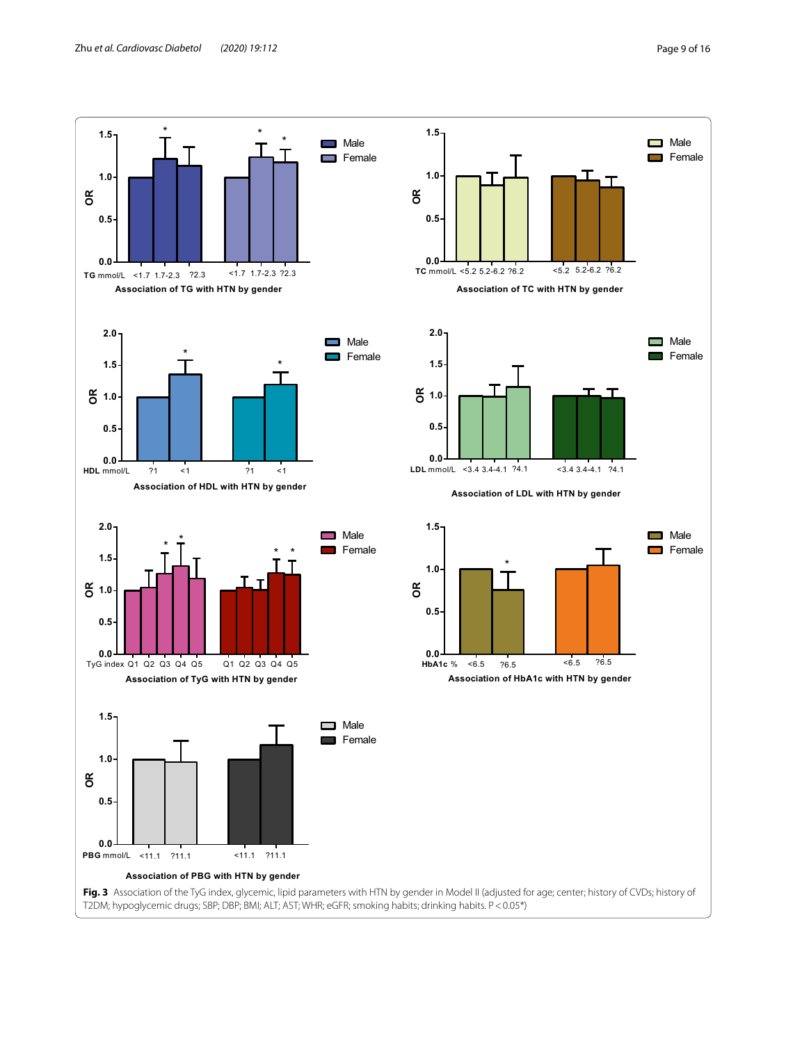Fig. 3 Association of the TyG index, glycemic, lipid parameters with HTN by gender in Model II (adjusted for age; center; history of CVDs; history of T2DM; hypoglycemic drugs; SBP; DBP; BMI; ALT; AST; WHR; eGFR; smoking habits; drinking habits. P < 0.05*)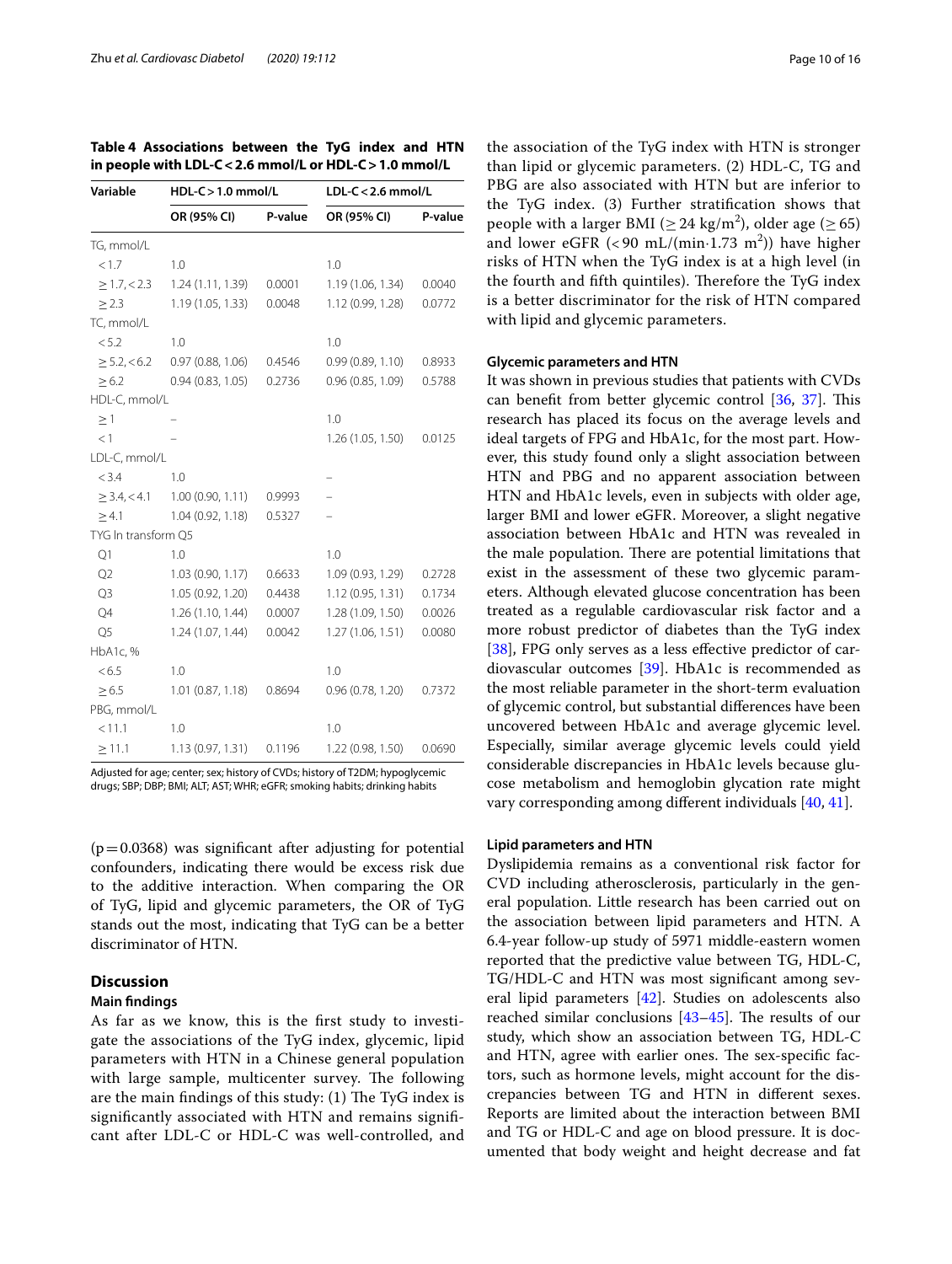**Table 4 Associations between the TyG index and HTN in people with LDL-C < 2.6 mmol/L or HDL-C > 1.0 mmol/L**

| Variable | HDL-C > 1.0 mmol/L | | LDL-C < 2.6 mmol/L | |
|---|---|---|---|---|
| | OR (95% CI) | P-value | OR (95% CI) | P-value |
| TG, mmol/L | | | | |
| < 1.7 | 1.0 | | 1.0 | |
| ≥ 1.7, < 2.3 | 1.24 (1.11, 1.39) | 0.0001 | 1.19 (1.06, 1.34) | 0.0040 |
| ≥ 2.3 | 1.19 (1.05, 1.33) | 0.0048 | 1.12 (0.99, 1.28) | 0.0772 |
| TC, mmol/L | | | | |
| < 5.2 | 1.0 | | 1.0 | |
| ≥ 5.2, < 6.2 | 0.97 (0.88, 1.06) | 0.4546 | 0.99 (0.89, 1.10) | 0.8933 |
| ≥ 6.2 | 0.94 (0.83, 1.05) | 0.2736 | 0.96 (0.85, 1.09) | 0.5788 |
| HDL-C, mmol/L | | | | |
| ≥ 1 | – | | 1.0 | |
| < 1 | – | | 1.26 (1.05, 1.50) | 0.0125 |
| LDL-C, mmol/L | | | | |
| < 3.4 | 1.0 | | – | |
| ≥ 3.4, < 4.1 | 1.00 (0.90, 1.11) | 0.9993 | – | |
| ≥ 4.1 | 1.04 (0.92, 1.18) | 0.5327 | – | |
| TYG ln transform Q5 | | | | |
| Q1 | 1.0 | | 1.0 | |
| Q2 | 1.03 (0.90, 1.17) | 0.6633 | 1.09 (0.93, 1.29) | 0.2728 |
| Q3 | 1.05 (0.92, 1.20) | 0.4438 | 1.12 (0.95, 1.31) | 0.1734 |
| Q4 | 1.26 (1.10, 1.44) | 0.0007 | 1.28 (1.09, 1.50) | 0.0026 |
| Q5 | 1.24 (1.07, 1.44) | 0.0042 | 1.27 (1.06, 1.51) | 0.0080 |
| HbA1c, % | | | | |
| < 6.5 | 1.0 | | 1.0 | |
| ≥ 6.5 | 1.01 (0.87, 1.18) | 0.8694 | 0.96 (0.78, 1.20) | 0.7372 |
| PBG, mmol/L | | | | |
| < 11.1 | 1.0 | | 1.0 | |
| ≥ 11.1 | 1.13 (0.97, 1.31) | 0.1196 | 1.22 (0.98, 1.50) | 0.0690 |

Adjusted for age; center; sex; history of CVDs; history of T2DM; hypoglycemic drugs; SBP; DBP; BMI; ALT; AST; WHR; eGFR; smoking habits; drinking habits

($p = 0.0368$) was significant after adjusting for potential confounders, indicating there would be excess risk due to the additive interaction. When comparing the OR of TyG, lipid and glycemic parameters, the OR of TyG stands out the most, indicating that TyG can be a better discriminator of HTN.

## Discussion

### Main findings

As far as we know, this is the first study to investigate the associations of the TyG index, glycemic, lipid parameters with HTN in a Chinese general population with large sample, multicenter survey. The following are the main findings of this study: (1) The TyG index is significantly associated with HTN and remains significant after LDL-C or HDL-C was well-controlled, and the association of the TyG index with HTN is stronger than lipid or glycemic parameters. (2) HDL-C, TG and PBG are also associated with HTN but are inferior to the TyG index. (3) Further stratification shows that people with a larger BMI (≥ 24 $kg/m^2$), older age (≥ 65) and lower eGFR (< 90 $mL/(min \cdot 1.73\ m^2)$) have higher risks of HTN when the TyG index is at a high level (in the fourth and fifth quintiles). Therefore the TyG index is a better discriminator for the risk of HTN compared with lipid and glycemic parameters.

### Glycemic parameters and HTN

It was shown in previous studies that patients with CVDs can benefit from better glycemic control [36, 37]. This research has placed its focus on the average levels and ideal targets of FPG and HbA1c, for the most part. However, this study found only a slight association between HTN and PBG and no apparent association between HTN and HbA1c levels, even in subjects with older age, larger BMI and lower eGFR. Moreover, a slight negative association between HbA1c and HTN was revealed in the male population. There are potential limitations that exist in the assessment of these two glycemic parameters. Although elevated glucose concentration has been treated as a regulable cardiovascular risk factor and a more robust predictor of diabetes than the TyG index [38], FPG only serves as a less effective predictor of cardiovascular outcomes [39]. HbA1c is recommended as the most reliable parameter in the short-term evaluation of glycemic control, but substantial differences have been uncovered between HbA1c and average glycemic level. Especially, similar average glycemic levels could yield considerable discrepancies in HbA1c levels because glucose metabolism and hemoglobin glycation rate might vary corresponding among different individuals [40, 41].

### Lipid parameters and HTN

Dyslipidemia remains as a conventional risk factor for CVD including atherosclerosis, particularly in the general population. Little research has been carried out on the association between lipid parameters and HTN. A 6.4-year follow-up study of 5971 middle-eastern women reported that the predictive value between TG, HDL-C, TG/HDL-C and HTN was most significant among several lipid parameters [42]. Studies on adolescents also reached similar conclusions [43–45]. The results of our study, which show an association between TG, HDL-C and HTN, agree with earlier ones. The sex-specific factors, such as hormone levels, might account for the discrepancies between TG and HTN in different sexes. Reports are limited about the interaction between BMI and TG or HDL-C and age on blood pressure. It is documented that body weight and height decrease and fat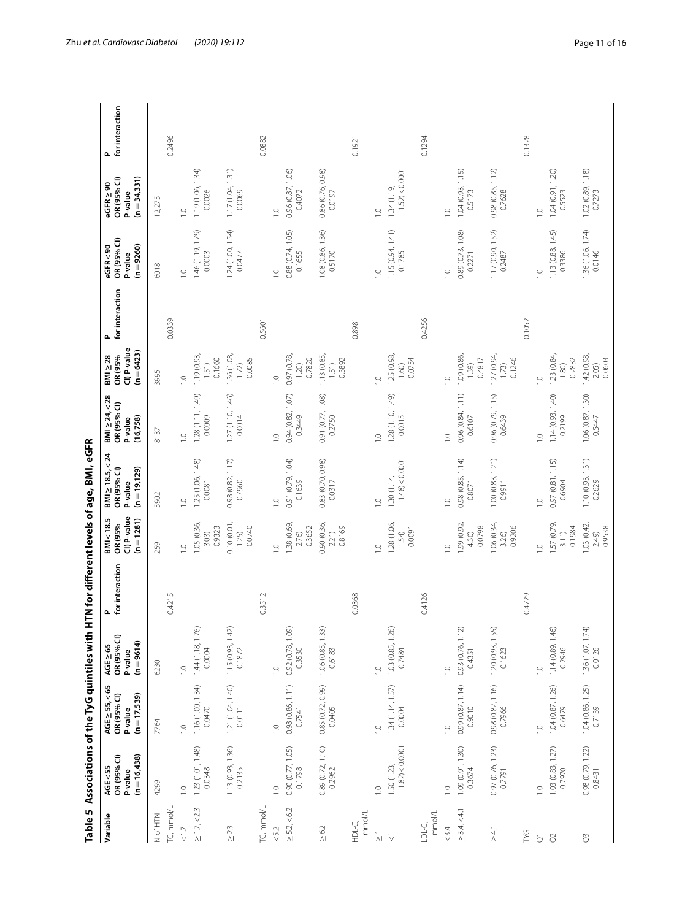**Table 5 Associations of the TyG quintiles with HTN for different levels of age, BMI, eGFR**

| Variable | AGE < 55 OR (95% CI) P-value (n = 16,438) | AGE ≥ 55, < 65 OR (95% CI) P-value (n = 17,539) | AGE ≥ 65 OR (95% CI) P-value (n = 9614) | P for interaction | BMI < 18.5 OR (95% CI) P-value (n = 1281) | BMI ≥ 18.5, < 24 OR (95% CI) P-value (n = 19,129) | BMI ≥ 24, < 28 OR (95% CI) P-value (16,758) | BMI ≥ 28 OR (95% CI) P-value (n = 6423) | P for interaction | eGFR < 90 OR (95% CI) P-value (n = 9260) | eGFR ≥ 90 OR (95% CI) P-value (n = 34,331) | P for interaction |
|---|---|---|---|---|---|---|---|---|---|---|---|---|
| N of HTN | 4299 | 7764 | 6230 | | 259 | 5902 | 8137 | 3995 | | 6018 | 12,275 | |
| TC, mmol/L | | | | 0.4215 | | | | | 0.0339 | | | 0.2496 |
| < 1.7 | 1.0 | 1.0 | 1.0 | | 1.0 | 1.0 | 1.0 | 1.0 | | 1.0 | 1.0 | |
| ≥ 1.7, < 2.3 | 1.23 (1.01, 1.48) 0.0348 | 1.16 (1.00, 1.34) 0.0470 | 1.44 (1.18, 1.76) 0.0004 | | 1.05 (0.36, 3.03) 0.9323 | 1.25 (1.06, 1.48) 0.0081 | 1.28 (1.11, 1.49) 0.0009 | 1.19 (0.93, 1.51) 0.1660 | | 1.46 (1.19, 1.79) 0.0003 | 1.19 (1.06, 1.34) 0.0026 | |
| ≥ 2.3 | 1.13 (0.93, 1.36) 0.2135 | 1.21 (1.04, 1.40) 0.0111 | 1.15 (0.93, 1.42) 0.1872 | | 0.10 (0.01, 1.25) 0.0740 | 0.98 (0.82, 1.17) 0.7960 | 1.27 (1.10, 1.46) 0.0014 | 1.36 (1.08, 1.72) 0.0085 | | 1.24 (1.00, 1.54) 0.0477 | 1.17 (1.04, 1.31) 0.0069 | |
| TC, mmol/L | | | | 0.3512 | | | | | 0.5601 | | | 0.0882 |
| < 5.2 | 1.0 | 1.0 | 1.0 | | 1.0 | 1.0 | 1.0 | 1.0 | | 1.0 | 1.0 | |
| ≥ 5.2, < 6.2 | 0.90 (0.77, 1.05) 0.1798 | 0.98 (0.86, 1.11) 0.7541 | 0.92 (0.78, 1.09) 0.3530 | | 1.38 (0.69, 2.76) 0.3652 | 0.91 (0.79, 1.04) 0.1639 | 0.94 (0.82, 1.07) 0.3449 | 0.97 (0.78, 1.20) 0.7820 | | 0.88 (0.74, 1.05) 0.1655 | 0.96 (0.87, 1.06) 0.4072 | |
| ≥ 6.2 | 0.89 (0.72, 1.10) 0.2962 | 0.85 (0.72, 0.99) 0.0405 | 1.06 (0.85, 1.33) 0.6183 | | 0.90 (0.36, 2.21) 0.8169 | 0.83 (0.70, 0.98) 0.0317 | 0.91 (0.77, 1.08) 0.2750 | 1.13 (0.85, 1.51) 0.3892 | | 1.08 (0.86, 1.36) 0.5170 | 0.86 (0.76, 0.98) 0.0197 | |
| HDL-C, mmol/L | | | | 0.0368 | | | | | 0.8981 | | | 0.1921 |
| ≥ 1 | 1.0 | 1.0 | 1.0 | | 1.0 | 1.0 | 1.0 | 1.0 | | 1.0 | 1.0 | |
| < 1 | 1.50 (1.23, 1.82) < 0.0001 | 1.34 (1.14, 1.57) 0.0004 | 1.03 (0.85, 1.26) 0.7484 | | 1.28 (1.06, 1.54) 0.0091 | 1.30 (1.14, 1.48) < 0.0001 | 1.28 (1.10, 1.49) 0.0015 | 1.25 (0.98, 1.60) 0.0754 | | 1.15 (0.94, 1.41) 0.1785 | 1.34 (1.19, 1.52) < 0.0001 | |
| LDL-C, mmol/L | | | | 0.4126 | | | | | 0.4256 | | | 0.1294 |
| < 3.4 | 1.0 | 1.0 | 1.0 | | 1.0 | 1.0 | 1.0 | 1.0 | | 1.0 | 1.0 | |
| ≥ 3.4, < 4.1 | 1.09 (0.91, 1.30) 0.3674 | 0.99 (0.87, 1.14) 0.9010 | 0.93 (0.76, 1.12) 0.4351 | | 1.99 (0.92, 4.30) 0.0798 | 0.98 (0.85, 1.14) 0.8071 | 0.96 (0.84, 1.11) 0.6107 | 1.09 (0.86, 1.39) 0.4817 | | 0.89 (0.73, 1.08) 0.2271 | 1.04 (0.93, 1.15) 0.5173 | |
| ≥ 4.1 | 0.97 (0.76, 1.23) 0.7791 | 0.98 (0.82, 1.16) 0.7966 | 1.20 (0.93, 1.55) 0.1623 | | 1.06 (0.34, 3.26) 0.9206 | 1.00 (0.83, 1.21) 0.9911 | 0.96 (0.79, 1.15) 0.6439 | 1.27 (0.94, 1.73) 0.1246 | | 1.17 (0.90, 1.52) 0.2487 | 0.98 (0.85, 1.12) 0.7628 | |
| TYG | | | | 0.4729 | | | | | 0.1052 | | | 0.1328 |
| Q1 | 1.0 | 1.0 | 1.0 | | 1.0 | 1.0 | 1.0 | 1.0 | | 1.0 | 1.0 | |
| Q2 | 1.03 (0.83, 1.27) 0.7970 | 1.04 (0.87, 1.26) 0.6479 | 1.14 (0.89, 1.46) 0.2946 | | 1.57 (0.79, 3.11) 0.1984 | 0.97 (0.81, 1.15) 0.6904 | 1.14 (0.93, 1.40) 0.2199 | 1.23 (0.84, 1.80) 0.2832 | | 1.13 (0.88, 1.45) 0.3386 | 1.04 (0.91, 1.20) 0.5523 | |
| Q3 | 0.98 (0.79, 1.22) 0.8431 | 1.04 (0.86, 1.25) 0.7139 | 1.36 (1.07, 1.74) 0.0126 | | 1.03 (0.42, 2.49) 0.9538 | 1.10 (0.93, 1.31) 0.2629 | 1.06 (0.87, 1.30) 0.5447 | 1.42 (0.98, 2.05) 0.0603 | | 1.36 (1.06, 1.74) 0.0146 | 1.02 (0.89, 1.18) 0.7273 | |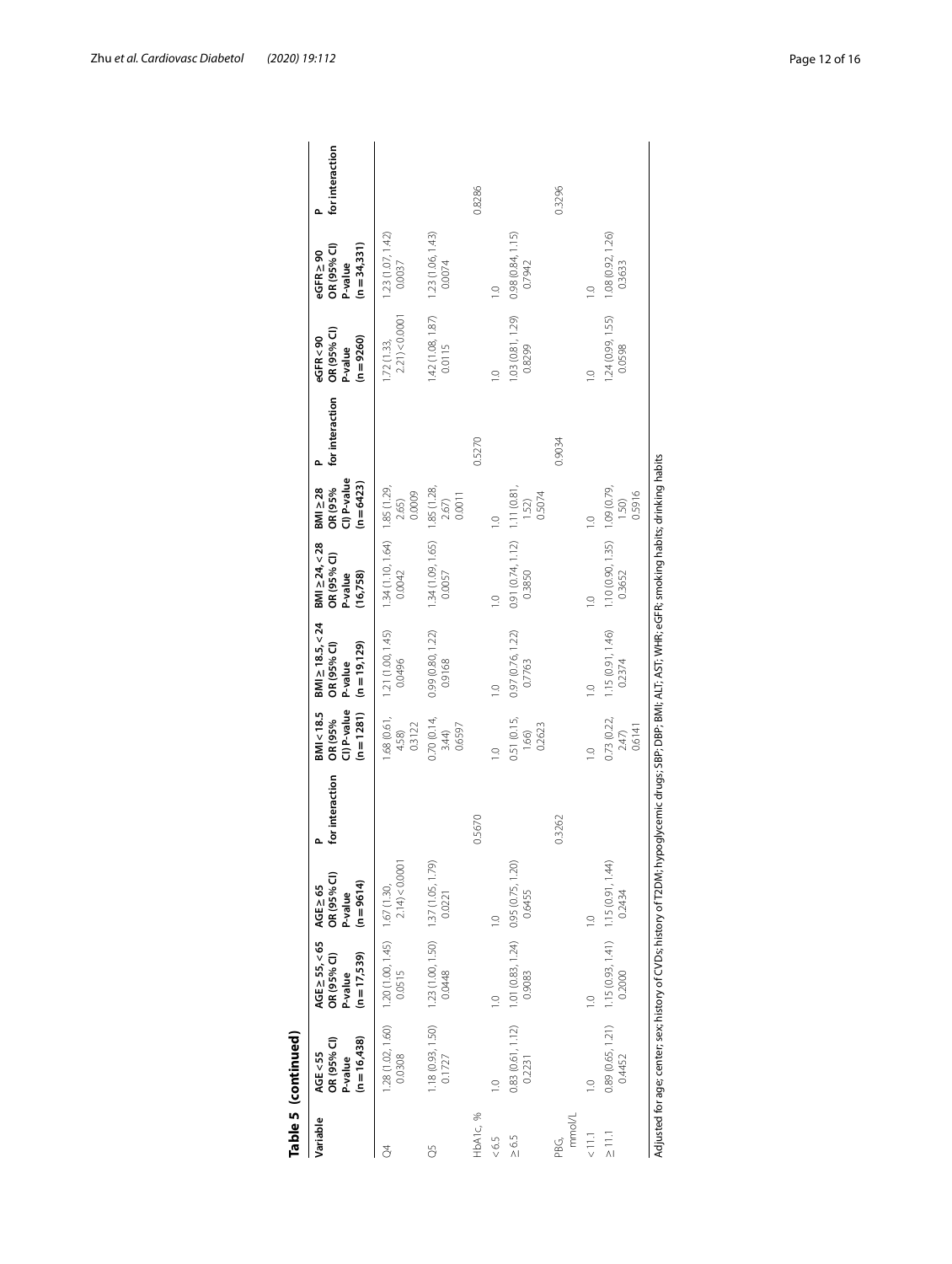**Table 5 (continued)**

| Variable | AGE < 55 OR (95% CI) P-value (n = 16,438) | AGE ≥ 55, < 65 OR (95% CI) P-value (n = 17,539) | AGE ≥ 65 OR (95% CI) P-value (n = 9614) | P for interaction | BMI < 18.5 OR (95% CI) P-value (n = 1281) | BMI ≥ 18.5, < 24 OR (95% CI) P-value (n = 19,129) | BMI ≥ 24, < 28 OR (95% CI) P-value (16,758) | BMI ≥ 28 OR (95% CI) P-value (n = 6423) | P for interaction | eGFR < 90 OR (95% CI) P-value (n = 9260) | eGFR ≥ 90 OR (95% CI) P-value (n = 34,331) | P for interaction |
|---|---|---|---|---|---|---|---|---|---|---|---|---|
| Q4 | 1.28 (1.02, 1.60) 0.0308 | 1.20 (1.00, 1.45) 0.0515 | 1.67 (1.30, 2.14) < 0.0001 | | 1.68 (0.61, 4.58) 0.3122 | 1.21 (1.00, 1.45) 0.0496 | 1.34 (1.10, 1.64) 0.0042 | 1.85 (1.29, 2.65) 0.0009 | | 1.72 (1.33, 2.21) < 0.0001 | 1.23 (1.07, 1.42) 0.0037 | |
| Q5 | 1.18 (0.93, 1.50) 0.1727 | 1.23 (1.00, 1.50) 0.0448 | 1.37 (1.05, 1.79) 0.0221 | | 0.70 (0.14, 3.44) 0.6597 | 0.99 (0.80, 1.22) 0.9168 | 1.34 (1.09, 1.65) 0.0057 | 1.85 (1.28, 2.67) 0.0011 | | 1.42 (1.08, 1.87) 0.0115 | 1.23 (1.06, 1.43) 0.0074 | |
| HbA1c, % | | | | 0.5670 | | | | | 0.5270 | | | 0.8286 |
| < 6.5 | 1.0 | 1.0 | 1.0 | | 1.0 | 1.0 | 1.0 | 1.0 | | 1.0 | 1.0 | |
| ≥ 6.5 | 0.83 (0.61, 1.12) 0.2231 | 1.01 (0.83, 1.24) 0.9083 | 0.95 (0.75, 1.20) 0.6455 | | 0.51 (0.15, 1.66) 0.2623 | 0.97 (0.76, 1.22) 0.7763 | 0.91 (0.74, 1.12) 0.3850 | 1.11 (0.81, 1.52) 0.5074 | | 1.03 (0.81, 1.29) 0.8299 | 0.98 (0.84, 1.15) 0.7942 | |
| PBG, mmol/L | | | | 0.3262 | | | | | 0.9034 | | | 0.3296 |
| < 11.1 | 1.0 | 1.0 | 1.0 | | 1.0 | 1.0 | 1.0 | 1.0 | | 1.0 | 1.0 | |
| ≥ 11.1 | 0.89 (0.65, 1.21) 0.4452 | 1.15 (0.93, 1.41) 0.2000 | 1.15 (0.91, 1.44) 0.2434 | | 0.73 (0.22, 2.47) 0.6141 | 1.15 (0.91, 1.46) 0.2374 | 1.10 (0.90, 1.35) 0.3652 | 1.09 (0.79, 1.50) 0.5916 | | 1.24 (0.99, 1.55) 0.0598 | 1.08 (0.92, 1.26) 0.3633 | |

Adjusted for age; center; sex; history of CVDs; history of T2DM; hypoglycemic drugs; SBP; DBP; BMI; ALT; AST; WHR; eGFR; smoking habits; drinking habits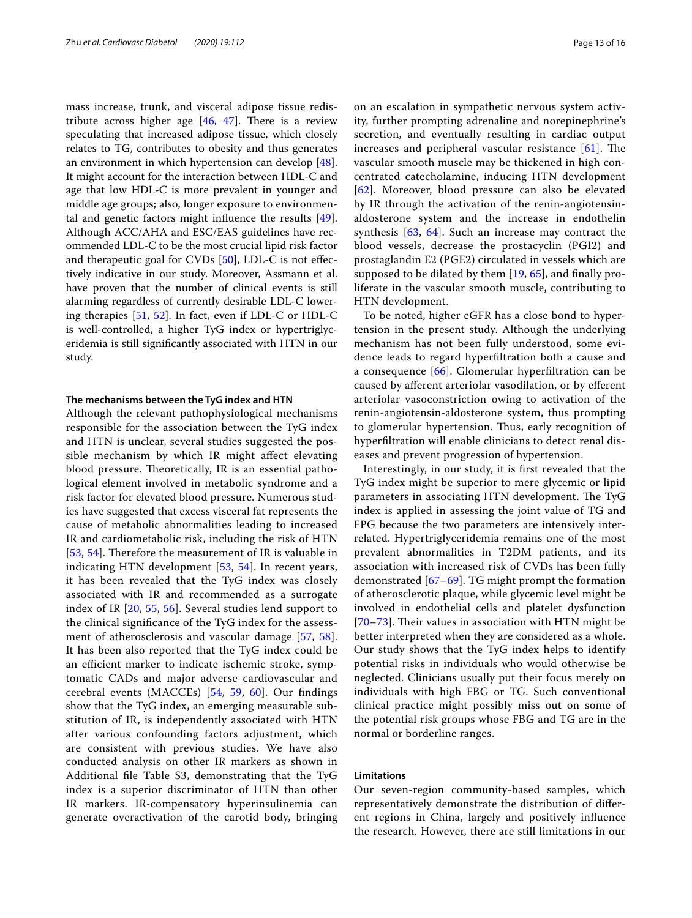mass increase, trunk, and visceral adipose tissue redistribute across higher age [46, 47]. There is a review speculating that increased adipose tissue, which closely relates to TG, contributes to obesity and thus generates an environment in which hypertension can develop [48]. It might account for the interaction between HDL-C and age that low HDL-C is more prevalent in younger and middle age groups; also, longer exposure to environmental and genetic factors might influence the results [49]. Although ACC/AHA and ESC/EAS guidelines have recommended LDL-C to be the most crucial lipid risk factor and therapeutic goal for CVDs [50], LDL-C is not effectively indicative in our study. Moreover, Assmann et al. have proven that the number of clinical events is still alarming regardless of currently desirable LDL-C lowering therapies [51, 52]. In fact, even if LDL-C or HDL-C is well-controlled, a higher TyG index or hypertriglyceridemia is still significantly associated with HTN in our study.

#### The mechanisms between the TyG index and HTN

Although the relevant pathophysiological mechanisms responsible for the association between the TyG index and HTN is unclear, several studies suggested the possible mechanism by which IR might affect elevating blood pressure. Theoretically, IR is an essential pathological element involved in metabolic syndrome and a risk factor for elevated blood pressure. Numerous studies have suggested that excess visceral fat represents the cause of metabolic abnormalities leading to increased IR and cardiometabolic risk, including the risk of HTN [53, 54]. Therefore the measurement of IR is valuable in indicating HTN development [53, 54]. In recent years, it has been revealed that the TyG index was closely associated with IR and recommended as a surrogate index of IR [20, 55, 56]. Several studies lend support to the clinical significance of the TyG index for the assessment of atherosclerosis and vascular damage [57, 58]. It has been also reported that the TyG index could be an efficient marker to indicate ischemic stroke, symptomatic CADs and major adverse cardiovascular and cerebral events (MACCEs) [54, 59, 60]. Our findings show that the TyG index, an emerging measurable substitution of IR, is independently associated with HTN after various confounding factors adjustment, which are consistent with previous studies. We have also conducted analysis on other IR markers as shown in Additional file Table S3, demonstrating that the TyG index is a superior discriminator of HTN than other IR markers. IR-compensatory hyperinsulinemia can generate overactivation of the carotid body, bringing on an escalation in sympathetic nervous system activity, further prompting adrenaline and norepinephrine's secretion, and eventually resulting in cardiac output increases and peripheral vascular resistance [61]. The vascular smooth muscle may be thickened in high concentrated catecholamine, inducing HTN development [62]. Moreover, blood pressure can also be elevated by IR through the activation of the renin-angiotensin-aldosterone system and the increase in endothelin synthesis [63, 64]. Such an increase may contract the blood vessels, decrease the prostacyclin (PGI2) and prostaglandin E2 (PGE2) circulated in vessels which are supposed to be dilated by them [19, 65], and finally proliferate in the vascular smooth muscle, contributing to HTN development.

To be noted, higher eGFR has a close bond to hypertension in the present study. Although the underlying mechanism has not been fully understood, some evidence leads to regard hyperfiltration both a cause and a consequence [66]. Glomerular hyperfiltration can be caused by afferent arteriolar vasodilation, or by efferent arteriolar vasoconstriction owing to activation of the renin-angiotensin-aldosterone system, thus prompting to glomerular hypertension. Thus, early recognition of hyperfiltration will enable clinicians to detect renal diseases and prevent progression of hypertension.

Interestingly, in our study, it is first revealed that the TyG index might be superior to mere glycemic or lipid parameters in associating HTN development. The TyG index is applied in assessing the joint value of TG and FPG because the two parameters are intensively interrelated. Hypertriglyceridemia remains one of the most prevalent abnormalities in T2DM patients, and its association with increased risk of CVDs has been fully demonstrated [67–69]. TG might prompt the formation of atherosclerotic plaque, while glycemic level might be involved in endothelial cells and platelet dysfunction [70–73]. Their values in association with HTN might be better interpreted when they are considered as a whole. Our study shows that the TyG index helps to identify potential risks in individuals who would otherwise be neglected. Clinicians usually put their focus merely on individuals with high FBG or TG. Such conventional clinical practice might possibly miss out on some of the potential risk groups whose FBG and TG are in the normal or borderline ranges.

#### Limitations

Our seven-region community-based samples, which representatively demonstrate the distribution of different regions in China, largely and positively influence the research. However, there are still limitations in our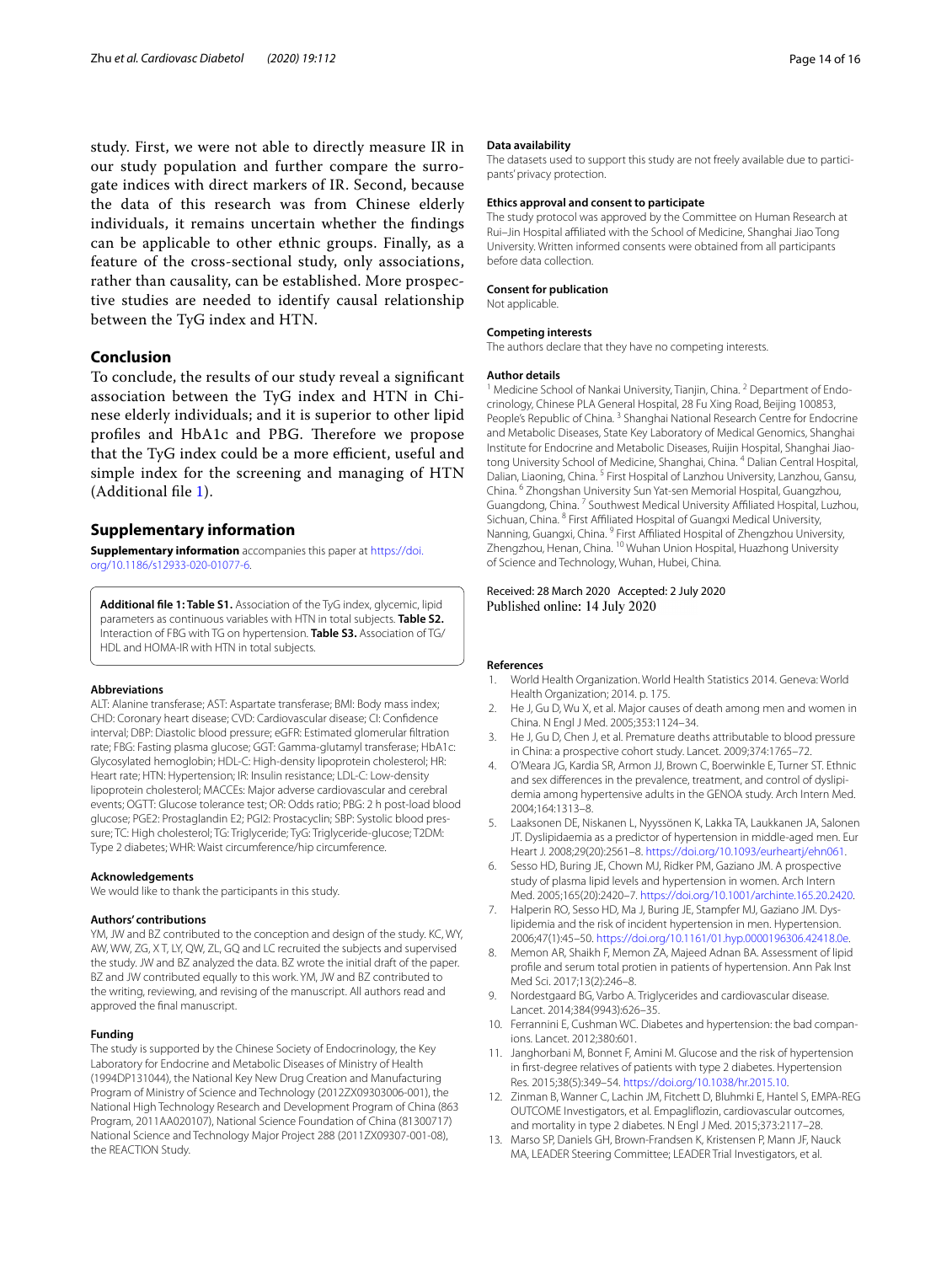study. First, we were not able to directly measure IR in our study population and further compare the surrogate indices with direct markers of IR. Second, because the data of this research was from Chinese elderly individuals, it remains uncertain whether the findings can be applicable to other ethnic groups. Finally, as a feature of the cross-sectional study, only associations, rather than causality, can be established. More prospective studies are needed to identify causal relationship between the TyG index and HTN.

## Conclusion

To conclude, the results of our study reveal a significant association between the TyG index and HTN in Chinese elderly individuals; and it is superior to other lipid profiles and HbA1c and PBG. Therefore we propose that the TyG index could be a more efficient, useful and simple index for the screening and managing of HTN (Additional file 1).

## Supplementary information

**Supplementary information** accompanies this paper at https://doi.org/10.1186/s12933-020-01077-6.

**Additional file 1: Table S1.** Association of the TyG index, glycemic, lipid parameters as continuous variables with HTN in total subjects. **Table S2.** Interaction of FBG with TG on hypertension. **Table S3.** Association of TG/HDL and HOMA-IR with HTN in total subjects.

#### Abbreviations

ALT: Alanine transferase; AST: Aspartate transferase; BMI: Body mass index; CHD: Coronary heart disease; CVD: Cardiovascular disease; CI: Confidence interval; DBP: Diastolic blood pressure; eGFR: Estimated glomerular filtration rate; FBG: Fasting plasma glucose; GGT: Gamma-glutamyl transferase; HbA1c: Glycosylated hemoglobin; HDL-C: High-density lipoprotein cholesterol; HR: Heart rate; HTN: Hypertension; IR: Insulin resistance; LDL-C: Low-density lipoprotein cholesterol; MACCEs: Major adverse cardiovascular and cerebral events; OGTT: Glucose tolerance test; OR: Odds ratio; PBG: 2 h post-load blood glucose; PGE2: Prostaglandin E2; PGI2: Prostacyclin; SBP: Systolic blood pressure; TC: High cholesterol; TG: Triglyceride; TyG: Triglyceride-glucose; T2DM: Type 2 diabetes; WHR: Waist circumference/hip circumference.

#### Acknowledgements

We would like to thank the participants in this study.

#### Authors' contributions

YM, JW and BZ contributed to the conception and design of the study. KC, WY, AW, WW, ZG, X T, LY, QW, ZL, GQ and LC recruited the subjects and supervised the study. JW and BZ analyzed the data. BZ wrote the initial draft of the paper. BZ and JW contributed equally to this work. YM, JW and BZ contributed to the writing, reviewing, and revising of the manuscript. All authors read and approved the final manuscript.

#### Funding

The study is supported by the Chinese Society of Endocrinology, the Key Laboratory for Endocrine and Metabolic Diseases of Ministry of Health (1994DP131044), the National Key New Drug Creation and Manufacturing Program of Ministry of Science and Technology (2012ZX09303006-001), the National High Technology Research and Development Program of China (863 Program, 2011AA020107), National Science Foundation of China (81300717) National Science and Technology Major Project 288 (2011ZX09307-001-08), the REACTION Study.

#### Data availability

The datasets used to support this study are not freely available due to participants' privacy protection.

#### Ethics approval and consent to participate

The study protocol was approved by the Committee on Human Research at Rui–Jin Hospital affiliated with the School of Medicine, Shanghai Jiao Tong University. Written informed consents were obtained from all participants before data collection.

#### Consent for publication

Not applicable.

#### Competing interests

The authors declare that they have no competing interests.

#### Author details

[1] Medicine School of Nankai University, Tianjin, China. [2] Department of Endocrinology, Chinese PLA General Hospital, 28 Fu Xing Road, Beijing 100853, People's Republic of China. [3] Shanghai National Research Centre for Endocrine and Metabolic Diseases, State Key Laboratory of Medical Genomics, Shanghai Institute for Endocrine and Metabolic Diseases, Ruijin Hospital, Shanghai Jiaotong University School of Medicine, Shanghai, China. [4] Dalian Central Hospital, Dalian, Liaoning, China. [5] First Hospital of Lanzhou University, Lanzhou, Gansu, China. [6] Zhongshan University Sun Yat-sen Memorial Hospital, Guangzhou, Guangdong, China. [7] Southwest Medical University Affiliated Hospital, Luzhou, Sichuan, China. [8] First Affiliated Hospital of Guangxi Medical University, Nanning, Guangxi, China. [9] First Affiliated Hospital of Zhengzhou University, Zhengzhou, Henan, China. [10] Wuhan Union Hospital, Huazhong University of Science and Technology, Wuhan, Hubei, China.

Received: 28 March 2020 Accepted: 2 July 2020
Published online: 14 July 2020

#### References

1. World Health Organization. World Health Statistics 2014. Geneva: World Health Organization; 2014. p. 175.
2. He J, Gu D, Wu X, et al. Major causes of death among men and women in China. N Engl J Med. 2005;353:1124–34.
3. He J, Gu D, Chen J, et al. Premature deaths attributable to blood pressure in China: a prospective cohort study. Lancet. 2009;374:1765–72.
4. O'Meara JG, Kardia SR, Armon JJ, Brown C, Boerwinkle E, Turner ST. Ethnic and sex differences in the prevalence, treatment, and control of dyslipidemia among hypertensive adults in the GENOA study. Arch Intern Med. 2004;164:1313–8.
5. Laaksonen DE, Niskanen L, Nyyssönen K, Lakka TA, Laukkanen JA, Salonen JT. Dyslipidaemia as a predictor of hypertension in middle-aged men. Eur Heart J. 2008;29(20):2561–8. https://doi.org/10.1093/eurheartj/ehn061.
6. Sesso HD, Buring JE, Chown MJ, Ridker PM, Gaziano JM. A prospective study of plasma lipid levels and hypertension in women. Arch Intern Med. 2005;165(20):2420–7. https://doi.org/10.1001/archinte.165.20.2420.
7. Halperin RO, Sesso HD, Ma J, Buring JE, Stampfer MJ, Gaziano JM. Dyslipidemia and the risk of incident hypertension in men. Hypertension. 2006;47(1):45–50. https://doi.org/10.1161/01.hyp.0000196306.42418.0e.
8. Memon AR, Shaikh F, Memon ZA, Majeed Adnan BA. Assessment of lipid profile and serum total protien in patients of hypertension. Ann Pak Inst Med Sci. 2017;13(2):246–8.
9. Nordestgaard BG, Varbo A. Triglycerides and cardiovascular disease. Lancet. 2014;384(9943):626–35.
10. Ferrannini E, Cushman WC. Diabetes and hypertension: the bad companions. Lancet. 2012;380:601.
11. Janghorbani M, Bonnet F, Amini M. Glucose and the risk of hypertension in first-degree relatives of patients with type 2 diabetes. Hypertension Res. 2015;38(5):349–54. https://doi.org/10.1038/hr.2015.10.
12. Zinman B, Wanner C, Lachin JM, Fitchett D, Bluhmki E, Hantel S, EMPA-REG OUTCOME Investigators, et al. Empagliflozin, cardiovascular outcomes, and mortality in type 2 diabetes. N Engl J Med. 2015;373:2117–28.
13. Marso SP, Daniels GH, Brown-Frandsen K, Kristensen P, Mann JF, Nauck MA, LEADER Steering Committee; LEADER Trial Investigators, et al.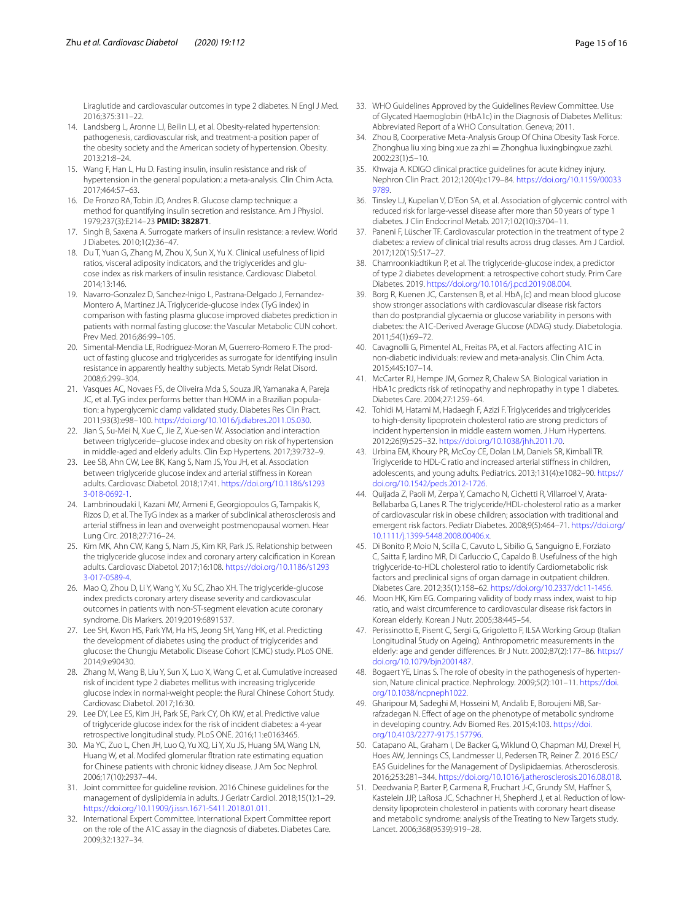Liraglutide and cardiovascular outcomes in type 2 diabetes. N Engl J Med. 2016;375:311–22.

14. Landsberg L, Aronne LJ, Beilin LJ, et al. Obesity-related hypertension: pathogenesis, cardiovascular risk, and treatment-a position paper of the obesity society and the American society of hypertension. Obesity. 2013;21:8–24.
15. Wang F, Han L, Hu D. Fasting insulin, insulin resistance and risk of hypertension in the general population: a meta-analysis. Clin Chim Acta. 2017;464:57–63.
16. De Fronzo RA, Tobin JD, Andres R. Glucose clamp technique: a method for quantifying insulin secretion and resistance. Am J Physiol. 1979;237(3):E214–23 **PMID: 382871**.
17. Singh B, Saxena A. Surrogate markers of insulin resistance: a review. World J Diabetes. 2010;1(2):36–47.
18. Du T, Yuan G, Zhang M, Zhou X, Sun X, Yu X. Clinical usefulness of lipid ratios, visceral adiposity indicators, and the triglycerides and glucose index as risk markers of insulin resistance. Cardiovasc Diabetol. 2014;13:146.
19. Navarro-Gonzalez D, Sanchez-Inigo L, Pastrana-Delgado J, Fernandez-Montero A, Martinez JA. Triglyceride-glucose index (TyG index) in comparison with fasting plasma glucose improved diabetes prediction in patients with normal fasting glucose: the Vascular Metabolic CUN cohort. Prev Med. 2016;86:99–105.
20. Simental-Mendia LE, Rodriguez-Moran M, Guerrero-Romero F. The product of fasting glucose and triglycerides as surrogate for identifying insulin resistance in apparently healthy subjects. Metab Syndr Relat Disord. 2008;6:299–304.
21. Vasques AC, Novaes FS, de Oliveira Mda S, Souza JR, Yamanaka A, Pareja JC, et al. TyG index performs better than HOMA in a Brazilian population: a hyperglycemic clamp validated study. Diabetes Res Clin Pract. 2011;93(3):e98–100. https://doi.org/10.1016/j.diabres.2011.05.030.
22. Jian S, Su-Mei N, Xue C, Jie Z, Xue-sen W. Association and interaction between triglyceride–glucose index and obesity on risk of hypertension in middle-aged and elderly adults. Clin Exp Hypertens. 2017;39:732–9.
23. Lee SB, Ahn CW, Lee BK, Kang S, Nam JS, You JH, et al. Association between triglyceride glucose index and arterial stiffness in Korean adults. Cardiovasc Diabetol. 2018;17:41. https://doi.org/10.1186/s12933-018-0692-1.
24. Lambrinoudaki I, Kazani MV, Armeni E, Georgiopoulos G, Tampakis K, Rizos D, et al. The TyG index as a marker of subclinical atherosclerosis and arterial stiffness in lean and overweight postmenopausal women. Hear Lung Circ. 2018;27:716–24.
25. Kim MK, Ahn CW, Kang S, Nam JS, Kim KR, Park JS. Relationship between the triglyceride glucose index and coronary artery calcification in Korean adults. Cardiovasc Diabetol. 2017;16:108. https://doi.org/10.1186/s12933-017-0589-4.
26. Mao Q, Zhou D, Li Y, Wang Y, Xu SC, Zhao XH. The triglyceride-glucose index predicts coronary artery disease severity and cardiovascular outcomes in patients with non-ST-segment elevation acute coronary syndrome. Dis Markers. 2019;2019:6891537.
27. Lee SH, Kwon HS, Park YM, Ha HS, Jeong SH, Yang HK, et al. Predicting the development of diabetes using the product of triglycerides and glucose: the Chungju Metabolic Disease Cohort (CMC) study. PLoS ONE. 2014;9:e90430.
28. Zhang M, Wang B, Liu Y, Sun X, Luo X, Wang C, et al. Cumulative increased risk of incident type 2 diabetes mellitus with increasing triglyceride glucose index in normal-weight people: the Rural Chinese Cohort Study. Cardiovasc Diabetol. 2017;16:30.
29. Lee DY, Lee ES, Kim JH, Park SE, Park CY, Oh KW, et al. Predictive value of triglyceride glucose index for the risk of incident diabetes: a 4-year retrospective longitudinal study. PLoS ONE. 2016;11:e0163465.
30. Ma YC, Zuo L, Chen JH, Luo Q, Yu XQ, Li Y, Xu JS, Huang SM, Wang LN, Huang W, et al. Modifed glomerular fltration rate estimating equation for Chinese patients with chronic kidney disease. J Am Soc Nephrol. 2006;17(10):2937–44.
31. Joint committee for guideline revision. 2016 Chinese guidelines for the management of dyslipidemia in adults. J Geriatr Cardiol. 2018;15(1):1–29. https://doi.org/10.11909/j.issn.1671-5411.2018.01.011.
32. International Expert Committee. International Expert Committee report on the role of the A1C assay in the diagnosis of diabetes. Diabetes Care. 2009;32:1327–34.
33. WHO Guidelines Approved by the Guidelines Review Committee. Use of Glycated Haemoglobin (HbA1c) in the Diagnosis of Diabetes Mellitus: Abbreviated Report of a WHO Consultation. Geneva; 2011.
34. Zhou B, Coorperative Meta-Analysis Group Of China Obesity Task Force. Zhonghua liu xing bing xue za zhi = Zhonghua liuxingbingxue zazhi. 2002;23(1):5–10.
35. Khwaja A. KDIGO clinical practice guidelines for acute kidney injury. Nephron Clin Pract. 2012;120(4):c179–84. https://doi.org/10.1159/000339789.
36. Tinsley LJ, Kupelian V, D'Eon SA, et al. Association of glycemic control with reduced risk for large-vessel disease after more than 50 years of type 1 diabetes. J Clin Endocrinol Metab. 2017;102(10):3704–11.
37. Paneni F, Lüscher TF. Cardiovascular protection in the treatment of type 2 diabetes: a review of clinical trial results across drug classes. Am J Cardiol. 2017;120(1S):S17–27.
38. Chamroonkiadtikun P, et al. The triglyceride-glucose index, a predictor of type 2 diabetes development: a retrospective cohort study. Prim Care Diabetes. 2019. https://doi.org/10.1016/j.pcd.2019.08.004.
39. Borg R, Kuenen JC, Carstensen B, et al. $HbA_1(c)$ and mean blood glucose show stronger associations with cardiovascular disease risk factors than do postprandial glycaemia or glucose variability in persons with diabetes: the A1C-Derived Average Glucose (ADAG) study. Diabetologia. 2011;54(1):69–72.
40. Cavagnolli G, Pimentel AL, Freitas PA, et al. Factors affecting A1C in non-diabetic individuals: review and meta-analysis. Clin Chim Acta. 2015;445:107–14.
41. McCarter RJ, Hempe JM, Gomez R, Chalew SA. Biological variation in HbA1c predicts risk of retinopathy and nephropathy in type 1 diabetes. Diabetes Care. 2004;27:1259–64.
42. Tohidi M, Hatami M, Hadaegh F, Azizi F. Triglycerides and triglycerides to high-density lipoprotein cholesterol ratio are strong predictors of incident hypertension in middle eastern women. J Hum Hypertens. 2012;26(9):525–32. https://doi.org/10.1038/jhh.2011.70.
43. Urbina EM, Khoury PR, McCoy CE, Dolan LM, Daniels SR, Kimball TR. Triglyceride to HDL-C ratio and increased arterial stiffness in children, adolescents, and young adults. Pediatrics. 2013;131(4):e1082–90. https://doi.org/10.1542/peds.2012-1726.
44. Quijada Z, Paoli M, Zerpa Y, Camacho N, Cichetti R, Villarroel V, Arata-Bellabarba G, Lanes R. The triglyceride/HDL-cholesterol ratio as a marker of cardiovascular risk in obese children; association with traditional and emergent risk factors. Pediatr Diabetes. 2008;9(5):464–71. https://doi.org/10.1111/j.1399-5448.2008.00406.x.
45. Di Bonito P, Moio N, Scilla C, Cavuto L, Sibilio G, Sanguigno E, Forziato C, Saitta F, Iardino MR, Di Carluccio C, Capaldo B. Usefulness of the high triglyceride-to-HDL cholesterol ratio to identify Cardiometabolic risk factors and preclinical signs of organ damage in outpatient children. Diabetes Care. 2012;35(1):158–62. https://doi.org/10.2337/dc11-1456.
46. Moon HK, Kim EG. Comparing validity of body mass index, waist to hip ratio, and waist circumference to cardiovascular disease risk factors in Korean elderly. Korean J Nutr. 2005;38:445–54.
47. Perissinotto E, Pisent C, Sergi G, Grigoletto F, ILSA Working Group (Italian Longitudinal Study on Ageing). Anthropometric measurements in the elderly: age and gender differences. Br J Nutr. 2002;87(2):177–86. https://doi.org/10.1079/bjn2001487.
48. Bogaert YE, Linas S. The role of obesity in the pathogenesis of hypertension, Nature clinical practice. Nephrology. 2009;5(2):101–11. https://doi.org/10.1038/ncpneph1022.
49. Gharipour M, Sadeghi M, Hosseini M, Andalib E, Boroujeni MB, Sarrafzadegan N. Effect of age on the phenotype of metabolic syndrome in developing country. Adv Biomed Res. 2015;4:103. https://doi.org/10.4103/2277-9175.157796.
50. Catapano AL, Graham I, De Backer G, Wiklund O, Chapman MJ, Drexel H, Hoes AW, Jennings CS, Landmesser U, Pedersen TR, Reiner Ž. 2016 ESC/EAS Guidelines for the Management of Dyslipidaemias. Atherosclerosis. 2016;253:281–344. https://doi.org/10.1016/j.atherosclerosis.2016.08.018.
51. Deedwania P, Barter P, Carmena R, Fruchart J-C, Grundy SM, Haffner S, Kastelein JJP, LaRosa JC, Schachner H, Shepherd J, et al. Reduction of low-density lipoprotein cholesterol in patients with coronary heart disease and metabolic syndrome: analysis of the Treating to New Targets study. Lancet. 2006;368(9539):919–28.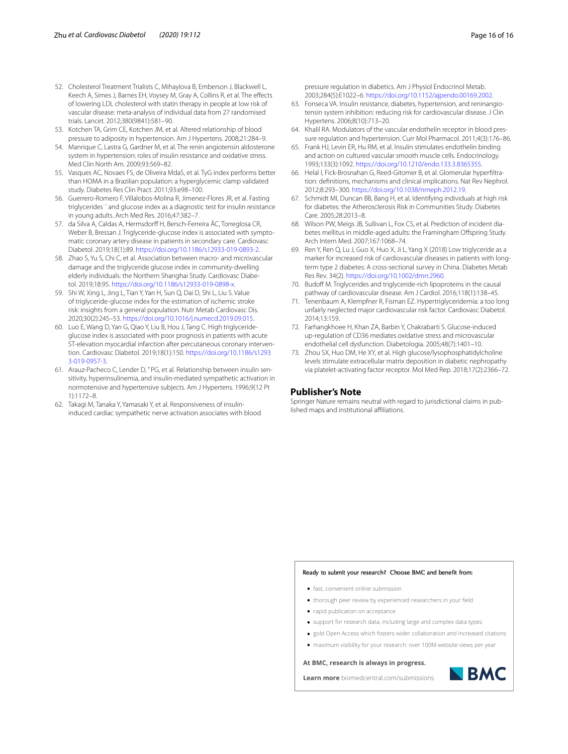52. Cholesterol Treatment Trialists C, Mihaylova B, Emberson J, Blackwell L, Keech A, Simes J, Barnes EH, Voysey M, Gray A, Collins R, et al. The effects of lowering LDL cholesterol with statin therapy in people at low risk of vascular disease: meta-analysis of individual data from 27 randomised trials. Lancet. 2012;380(9841):581–90.
53. Kotchen TA, Grim CE, Kotchen JM, et al. Altered relationship of blood pressure to adiposity in hypertension. Am J Hypertens. 2008;21:284–9.
54. Manrique C, Lastra G, Gardner M, et al. The renin angiotensin aldosterone system in hypertension: roles of insulin resistance and oxidative stress. Med Clin North Am. 2009;93:569–82.
55. Vasques AC, Novaes FS, de Oliveira MdaS, et al. TyG index performs better than HOMA in a Brazilian population: a hyperglycemic clamp validated study. Diabetes Res Clin Pract. 2011;93:e98–100.
56. Guerrero-Romero F, Villalobos-Molina R, Jimenez-Flores JR, et al. Fasting triglycerides ́ and glucose index as a diagnostic test for insulin resistance in young adults. Arch Med Res. 2016;47:382–7.
57. da Silva A, Caldas A, Hermsdorff H, Bersch-Ferreira ÂC, Torreglosa CR, Weber B, Bressan J. Triglyceride-glucose index is associated with symptomatic coronary artery disease in patients in secondary care. Cardiovasc Diabetol. 2019;18(1):89. https://doi.org/10.1186/s12933-019-0893-2.
58. Zhao S, Yu S, Chi C, et al. Association between macro- and microvascular damage and the triglyceride glucose index in community-dwelling elderly individuals: the Northern Shanghai Study. Cardiovasc Diabetol. 2019;18:95. https://doi.org/10.1186/s12933-019-0898-x.
59. Shi W, Xing L, Jing L, Tian Y, Yan H, Sun Q, Dai D, Shi L, Liu S. Value of triglyceride-glucose index for the estimation of ischemic stroke risk: insights from a general population. Nutr Metab Cardiovasc Dis. 2020;30(2):245–53. https://doi.org/10.1016/j.numecd.2019.09.015.
60. Luo E, Wang D, Yan G, Qiao Y, Liu B, Hou J, Tang C. High triglyceride-glucose index is associated with poor prognosis in patients with acute ST-elevation myocardial infarction after percutaneous coronary intervention. Cardiovasc Diabetol. 2019;18(1):150. https://doi.org/10.1186/s12933-019-0957-3.
61. Arauz-Pacheco C, Lender D, " PG, et al. Relationship between insulin sensitivity, hyperinsulinemia, and insulin-mediated sympathetic activation in normotensive and hypertensive subjects. Am J Hypertens. 1996;9(12 Pt 1):1172–8.
62. Takagi M, Tanaka Y, Yamasaki Y, et al. Responsiveness of insulin-induced cardiac sympathetic nerve activation associates with blood pressure regulation in diabetics. Am J Physiol Endocrinol Metab. 2003;284(5):E1022–6. https://doi.org/10.1152/ajpendo.00169.2002.
63. Fonseca VA. Insulin resistance, diabetes, hypertension, and renninangiotensin system inhibition: reducing risk for cardiovascular disease. J Clin Hypertens. 2006;8(10):713–20.
64. Khalil RA. Modulators of the vascular endothelin receptor in blood pressure regulation and hypertension. Curr Mol Pharmacol. 2011;4(3):176–86.
65. Frank HJ, Levin ER, Hu RM, et al. Insulin stimulates endothelin binding and action on cultured vascular smooth muscle cells. Endocrinology. 1993;133(3):1092. https://doi.org/10.1210/endo.133.3.8365355.
66. Helal I, Fick-Brosnahan G, Reed-Gitomer B, et al. Glomerular hyperfiltration: definitions, mechanisms and clinical implications. Nat Rev Nephrol. 2012;8:293–300. https://doi.org/10.1038/nrneph.2012.19.
67. Schmidt MI, Duncan BB, Bang H, et al. Identifying individuals at high risk for diabetes: the Atherosclerosis Risk in Communities Study. Diabetes Care. 2005;28:2013–8.
68. Wilson PW, Meigs JB, Sullivan L, Fox CS, et al. Prediction of incident diabetes mellitus in middle-aged adults: the Framingham Offspring Study. Arch Intern Med. 2007;167:1068–74.
69. Ren Y, Ren Q, Lu J, Guo X, Huo X, Ji L, Yang X (2018) Low triglyceride as a marker for increased risk of cardiovascular diseases in patients with long-term type 2 diabetes: A cross-sectional survey in China. Diabetes Metab Res Rev. 34(2). https://doi.org/10.1002/dmrr.2960.
70. Budoff M. Triglycerides and triglyceride-rich lipoproteins in the causal pathway of cardiovascular disease. Am J Cardiol. 2016;118(1):138–45.
71. Tenenbaum A, Klempfner R, Fisman EZ. Hypertriglyceridemia: a too long unfairly neglected major cardiovascular risk factor. Cardiovasc Diabetol. 2014;13:159.
72. Farhangkhoee H, Khan ZA, Barbin Y, Chakrabarti S. Glucose-induced up-regulation of CD36 mediates oxidative stress and microvascular endothelial cell dysfunction. Diabetologia. 2005;48(7):1401–10.
73. Zhou SX, Huo DM, He XY, et al. High glucose/lysophosphatidylcholine levels stimulate extracellular matrix deposition in diabetic nephropathy via platelet-activating factor receptor. Mol Med Rep. 2018;17(2):2366–72.

## Publisher's Note

Springer Nature remains neutral with regard to jurisdictional claims in published maps and institutional affiliations.

Ready to submit your research? Choose BMC and benefit from:

- fast, convenient online submission
- thorough peer review by experienced researchers in your field
- rapid publication on acceptance
- support for research data, including large and complex data types
- gold Open Access which fosters wider collaboration and increased citations
- maximum visibility for your research: over 100M website views per year

**At BMC, research is always in progress.**

**Learn more** biomedcentral.com/submissions

BMC